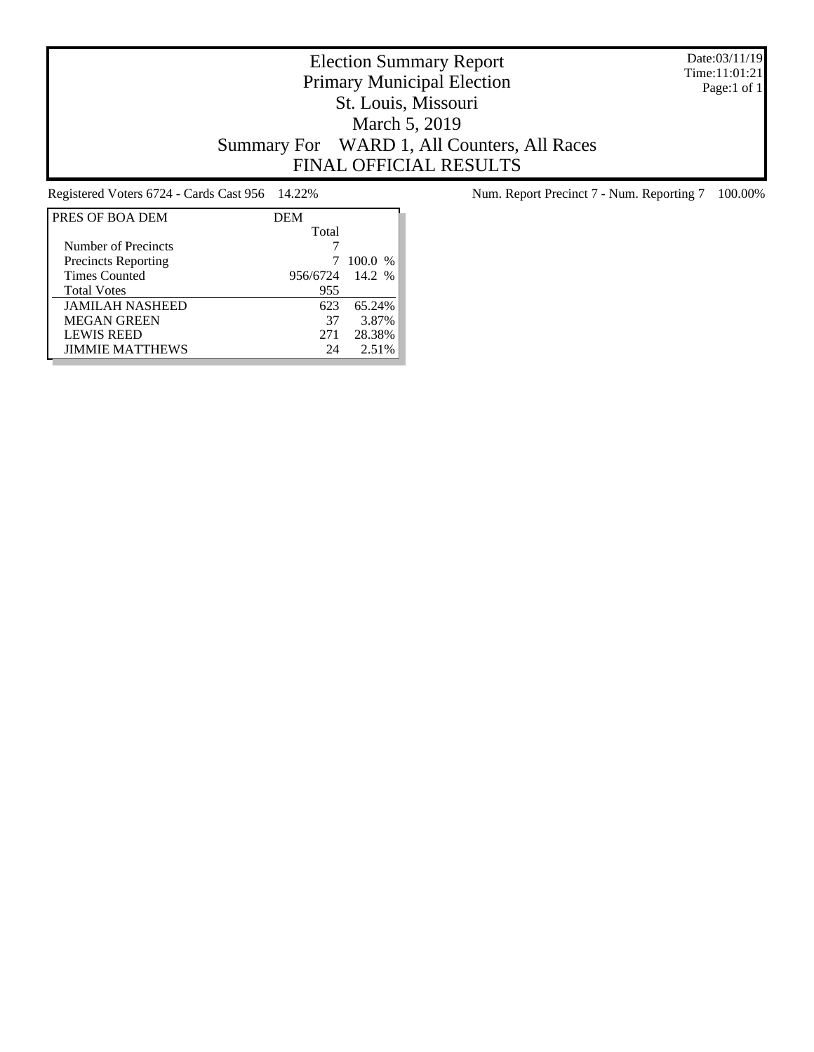# Election Summary Report
## Primary Municipal Election
## St. Louis, Missouri
## March 5, 2019
## Summary For WARD 1, All Counters, All Races
## FINAL OFFICIAL RESULTS

Date:03/11/19
Time:11:01:21

Registered Voters 6724 - Cards Cast 956 14.22%

Num. Report Precinct 7 - Num. Reporting 7 100.00%

| PRES OF BOA DEM | DEM Total | |
|---|---|---|
| Number of Precincts | 7 | |
| Precincts Reporting | 7 | 100.0 % |
| Times Counted | 956/6724 | 14.2 % |
| Total Votes | 955 | |
| JAMILAH NASHEED | 623 | 65.24% |
| MEGAN GREEN | 37 | 3.87% |
| LEWIS REED | 271 | 28.38% |
| JIMMIE MATTHEWS | 24 | 2.51% |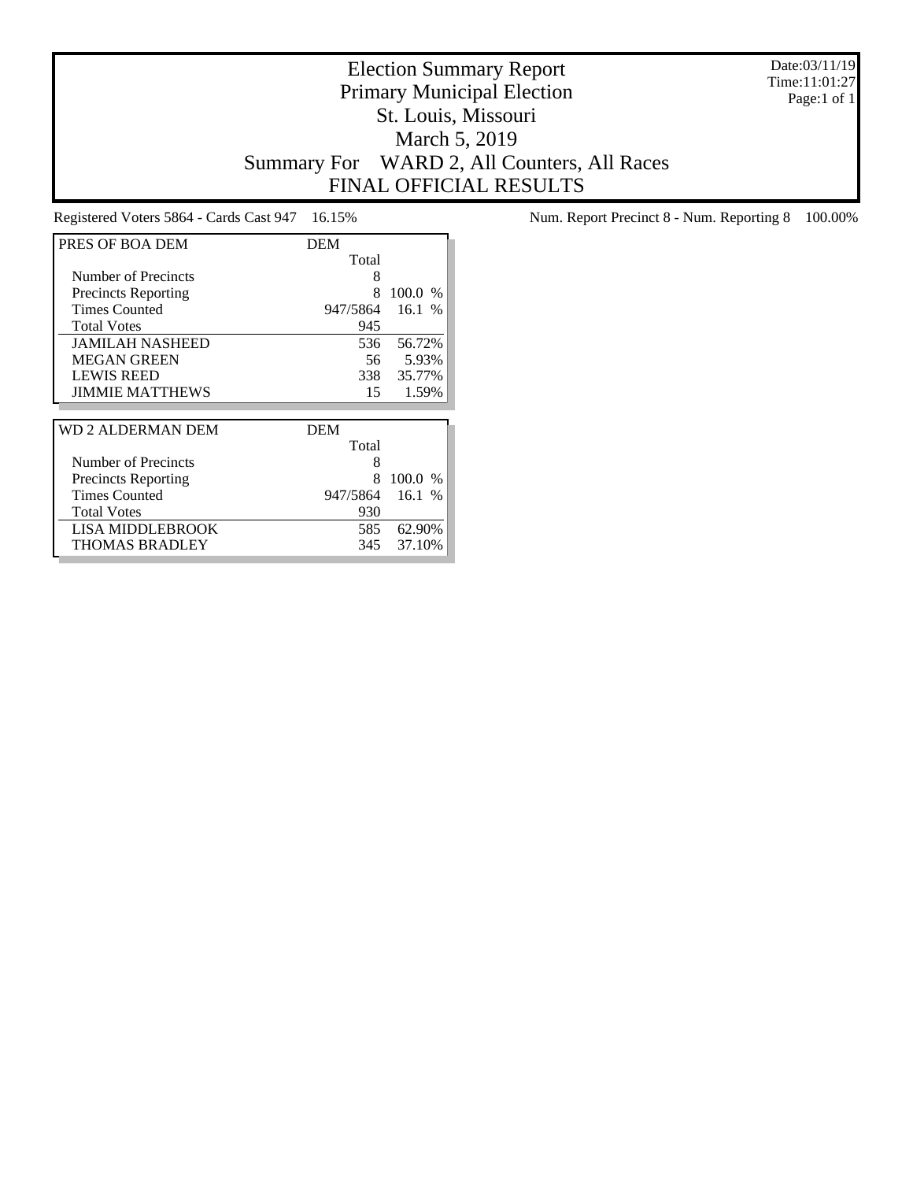# Election Summary Report

## Primary Municipal Election

## St. Louis, Missouri

## March 5, 2019

## Summary For WARD 2, All Counters, All Races

## FINAL OFFICIAL RESULTS

Date:03/11/19
Time:11:01:27
Page:1 of 1

Registered Voters 5864 - Cards Cast 947 16.15%

Num. Report Precinct 8 - Num. Reporting 8 100.00%

| PRES OF BOA DEM | DEM | |
|---|---|---|
| | Total | |
| Number of Precincts | 8 | |
| Precincts Reporting | 8 | 100.0 % |
| Times Counted | 947/5864 | 16.1 % |
| Total Votes | 945 | |
| JAMILAH NASHEED | 536 | 56.72% |
| MEGAN GREEN | 56 | 5.93% |
| LEWIS REED | 338 | 35.77% |
| JIMMIE MATTHEWS | 15 | 1.59% |

| WD 2 ALDERMAN DEM | DEM | |
|---|---|---|
| | Total | |
| Number of Precincts | 8 | |
| Precincts Reporting | 8 | 100.0 % |
| Times Counted | 947/5864 | 16.1 % |
| Total Votes | 930 | |
| LISA MIDDLEBROOK | 585 | 62.90% |
| THOMAS BRADLEY | 345 | 37.10% |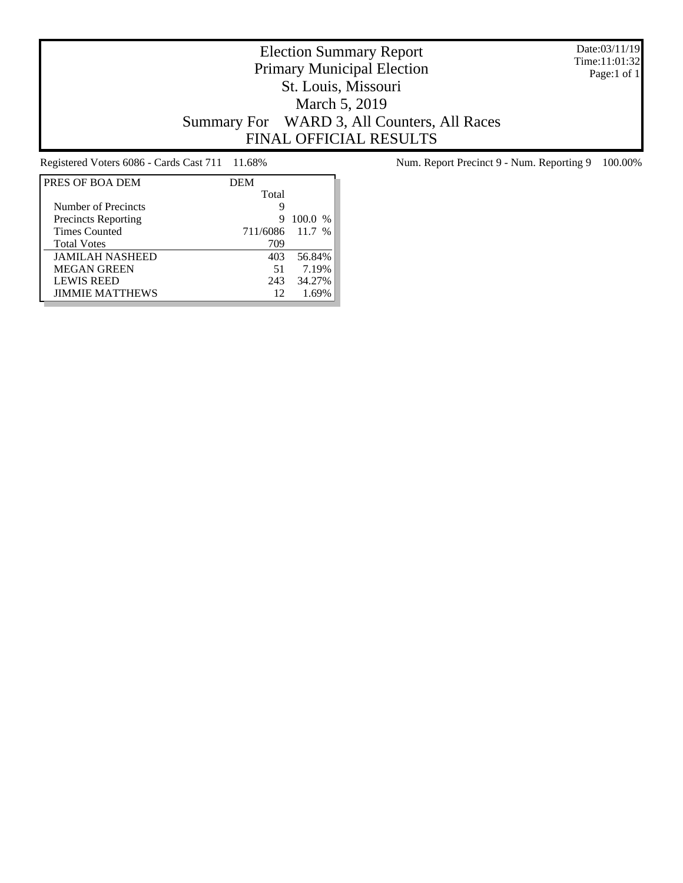# Election Summary Report

## Primary Municipal Election

## St. Louis, Missouri

## March 5, 2019

## Summary For WARD 3, All Counters, All Races

## FINAL OFFICIAL RESULTS

Date:03/11/19
Time:11:01:32
Page:1 of 1

Registered Voters 6086 - Cards Cast 711 11.68%

Num. Report Precinct 9 - Num. Reporting 9 100.00%

| PRES OF BOA DEM | DEM | |
|---|---|---|
| | Total | |
| Number of Precincts | 9 | |
| Precincts Reporting | 9 | 100.0 % |
| Times Counted | 711/6086 | 11.7 % |
| Total Votes | 709 | |
| JAMILAH NASHEED | 403 | 56.84% |
| MEGAN GREEN | 51 | 7.19% |
| LEWIS REED | 243 | 34.27% |
| JIMMIE MATTHEWS | 12 | 1.69% |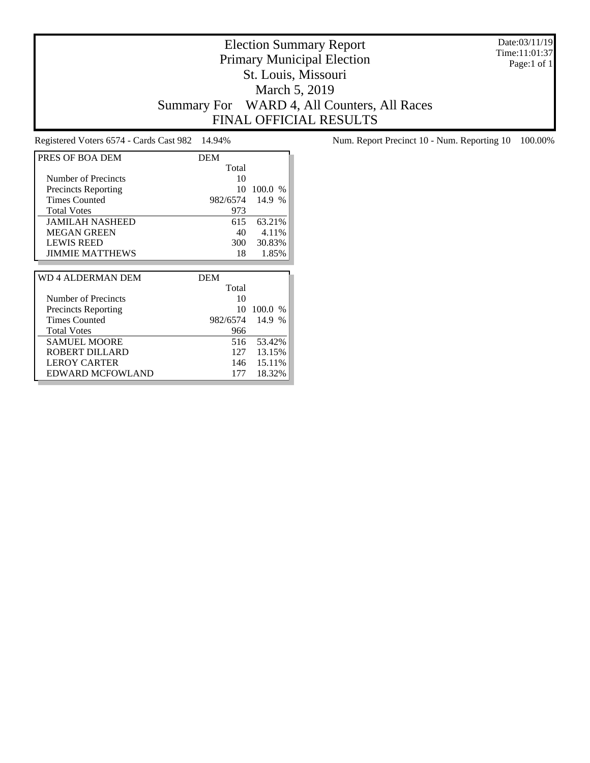# Election Summary Report

## Primary Municipal Election

## St. Louis, Missouri

## March 5, 2019

## Summary For WARD 4, All Counters, All Races

## FINAL OFFICIAL RESULTS

Date:03/11/19
Time:11:01:37
Page:1 of 1

Registered Voters 6574 - Cards Cast 982 14.94%

Num. Report Precinct 10 - Num. Reporting 10 100.00%

| PRES OF BOA DEM | DEM | |
|---|---|---|
| | Total | |
| Number of Precincts | 10 | |
| Precincts Reporting | 10 | 100.0 % |
| Times Counted | 982/6574 | 14.9 % |
| Total Votes | 973 | |
| JAMILAH NASHEED | 615 | 63.21% |
| MEGAN GREEN | 40 | 4.11% |
| LEWIS REED | 300 | 30.83% |
| JIMMIE MATTHEWS | 18 | 1.85% |

| WD 4 ALDERMAN DEM | DEM | |
|---|---|---|
| | Total | |
| Number of Precincts | 10 | |
| Precincts Reporting | 10 | 100.0 % |
| Times Counted | 982/6574 | 14.9 % |
| Total Votes | 966 | |
| SAMUEL MOORE | 516 | 53.42% |
| ROBERT DILLARD | 127 | 13.15% |
| LEROY CARTER | 146 | 15.11% |
| EDWARD MCFOWLAND | 177 | 18.32% |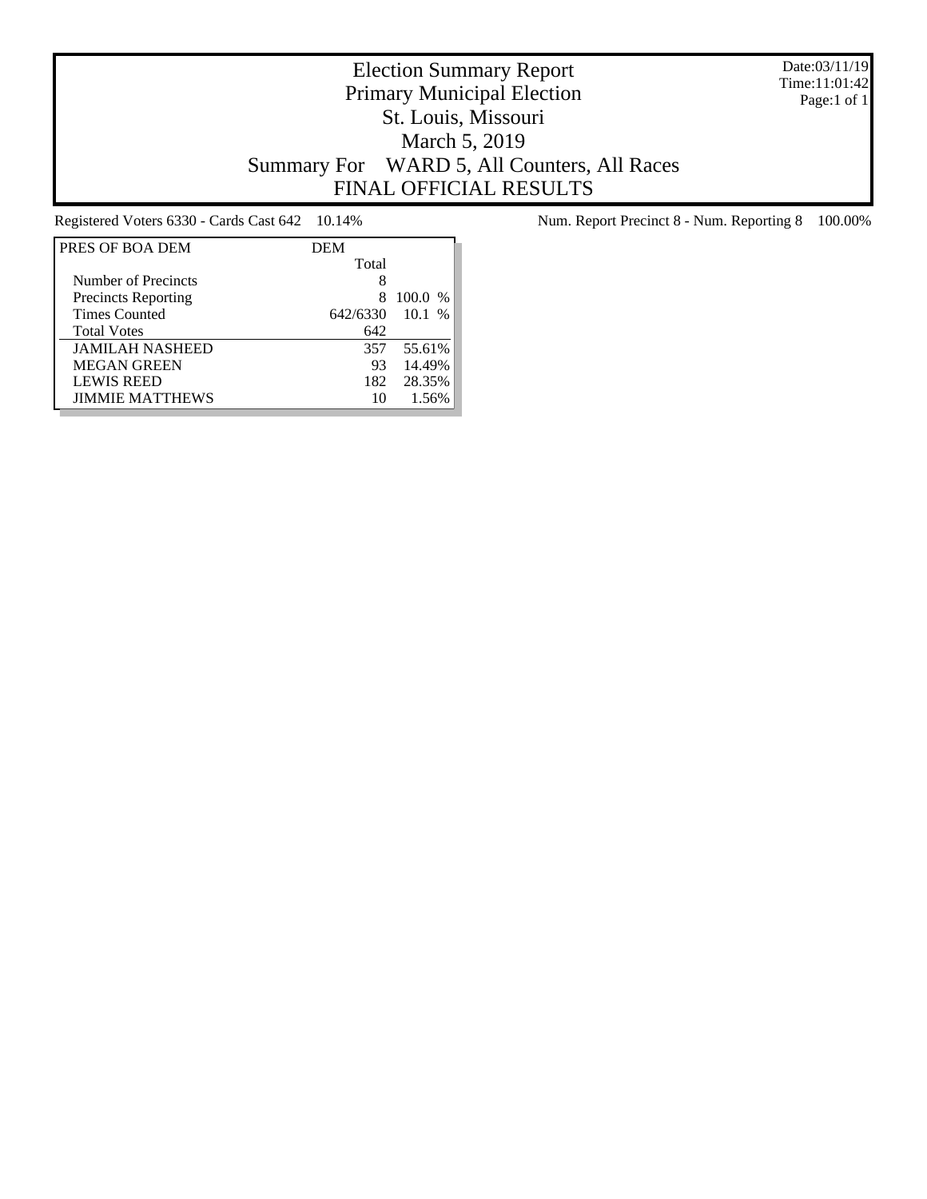# Election Summary Report

Primary Municipal Election
St. Louis, Missouri
March 5, 2019
Summary For WARD 5, All Counters, All Races
FINAL OFFICIAL RESULTS

Date:03/11/19
Time:11:01:42
Page:1 of 1

Registered Voters 6330 - Cards Cast 642 10.14%

Num. Report Precinct 8 - Num. Reporting 8 100.00%

| PRES OF BOA DEM | DEM Total | |
|---|---|---|
| Number of Precincts | 8 | |
| Precincts Reporting | 8 | 100.0 % |
| Times Counted | 642/6330 | 10.1 % |
| Total Votes | 642 | |
| JAMILAH NASHEED | 357 | 55.61% |
| MEGAN GREEN | 93 | 14.49% |
| LEWIS REED | 182 | 28.35% |
| JIMMIE MATTHEWS | 10 | 1.56% |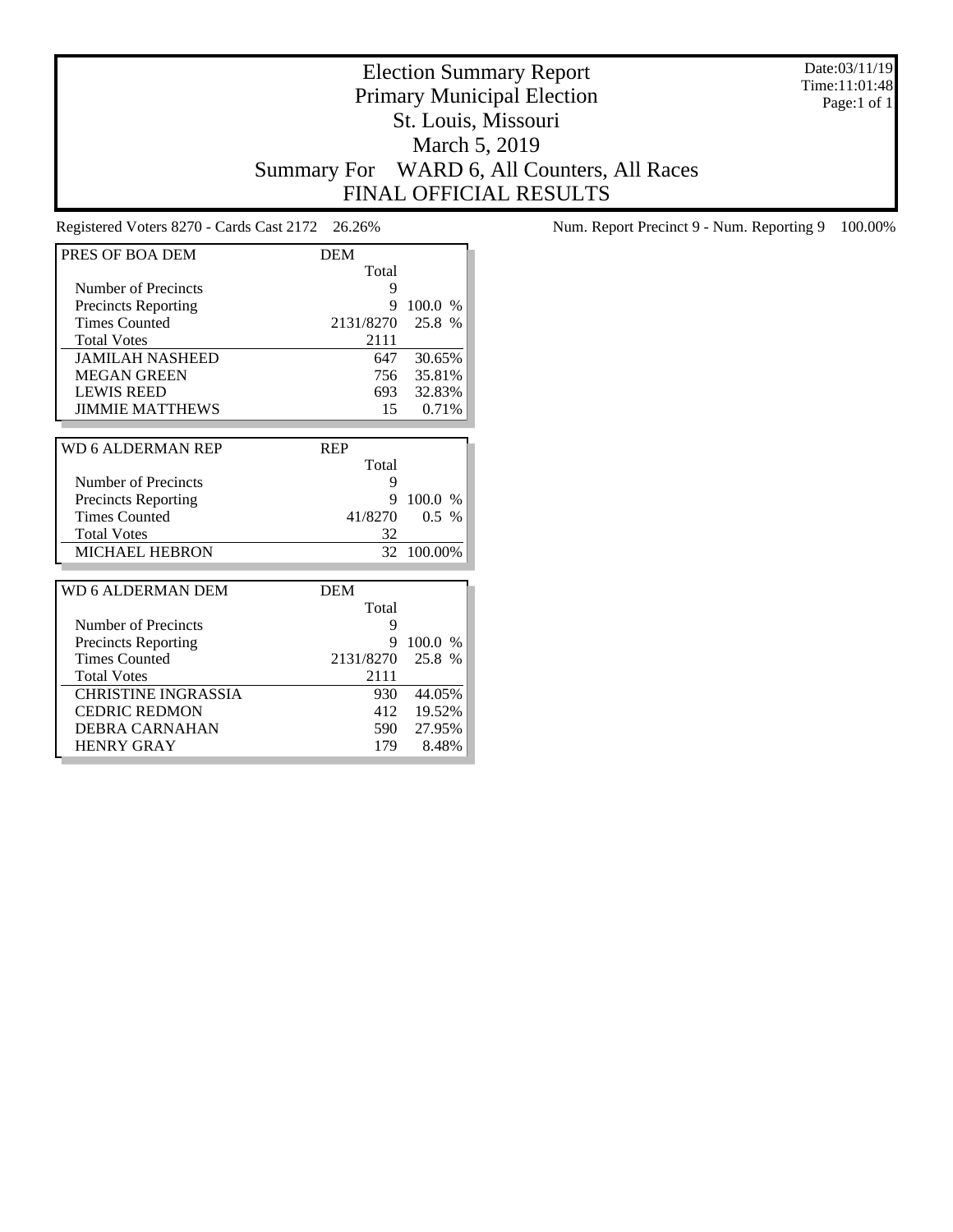# Election Summary Report
## Primary Municipal Election
## St. Louis, Missouri
## March 5, 2019
## Summary For WARD 6, All Counters, All Races
## FINAL OFFICIAL RESULTS

Date:03/11/19
Time:11:01:48
Page:1 of 1

Registered Voters 8270 - Cards Cast 2172 26.26%

Num. Report Precinct 9 - Num. Reporting 9 100.00%

| PRES OF BOA DEM | DEM | |
|---|---|---|
| | Total | |
| Number of Precincts | 9 | |
| Precincts Reporting | 9 | 100.0 % |
| Times Counted | 2131/8270 | 25.8 % |
| Total Votes | 2111 | |
| JAMILAH NASHEED | 647 | 30.65% |
| MEGAN GREEN | 756 | 35.81% |
| LEWIS REED | 693 | 32.83% |
| JIMMIE MATTHEWS | 15 | 0.71% |

| WD 6 ALDERMAN REP | REP | |
|---|---|---|
| | Total | |
| Number of Precincts | 9 | |
| Precincts Reporting | 9 | 100.0 % |
| Times Counted | 41/8270 | 0.5 % |
| Total Votes | 32 | |
| MICHAEL HEBRON | 32 | 100.00% |

| WD 6 ALDERMAN DEM | DEM | |
|---|---|---|
| | Total | |
| Number of Precincts | 9 | |
| Precincts Reporting | 9 | 100.0 % |
| Times Counted | 2131/8270 | 25.8 % |
| Total Votes | 2111 | |
| CHRISTINE INGRASSIA | 930 | 44.05% |
| CEDRIC REDMON | 412 | 19.52% |
| DEBRA CARNAHAN | 590 | 27.95% |
| HENRY GRAY | 179 | 8.48% |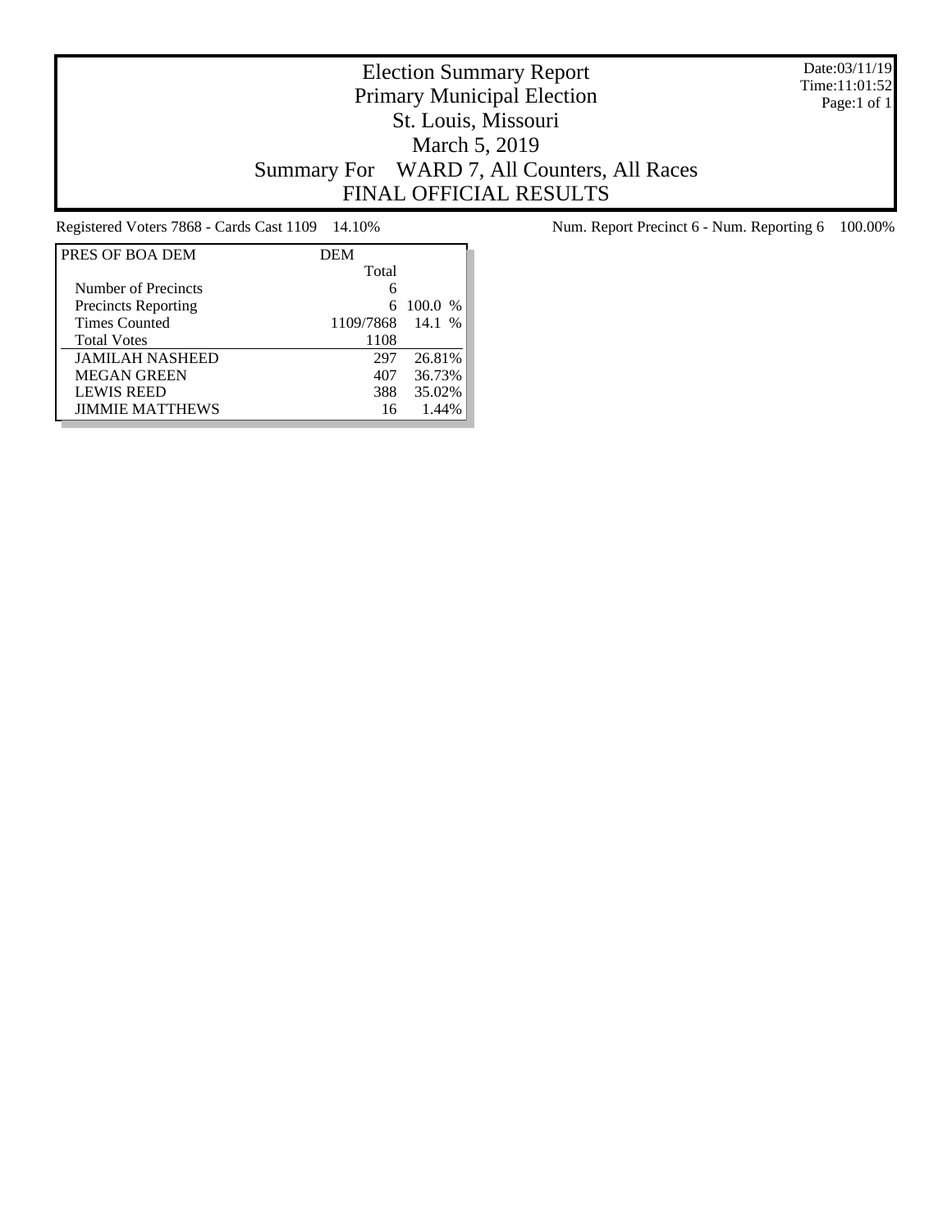# Election Summary Report

## Primary Municipal Election

## St. Louis, Missouri

## March 5, 2019

## Summary For WARD 7, All Counters, All Races

## FINAL OFFICIAL RESULTS

Date:03/11/19
Time:11:01:52
Page:1 of 1

Registered Voters 7868 - Cards Cast 1109 14.10%

Num. Report Precinct 6 - Num. Reporting 6 100.00%

| PRES OF BOA DEM | DEM | |
|---|---|---|
| | Total | |
| Number of Precincts | 6 | |
| Precincts Reporting | 6 | 100.0 % |
| Times Counted | 1109/7868 | 14.1 % |
| Total Votes | 1108 | |
| JAMILAH NASHEED | 297 | 26.81% |
| MEGAN GREEN | 407 | 36.73% |
| LEWIS REED | 388 | 35.02% |
| JIMMIE MATTHEWS | 16 | 1.44% |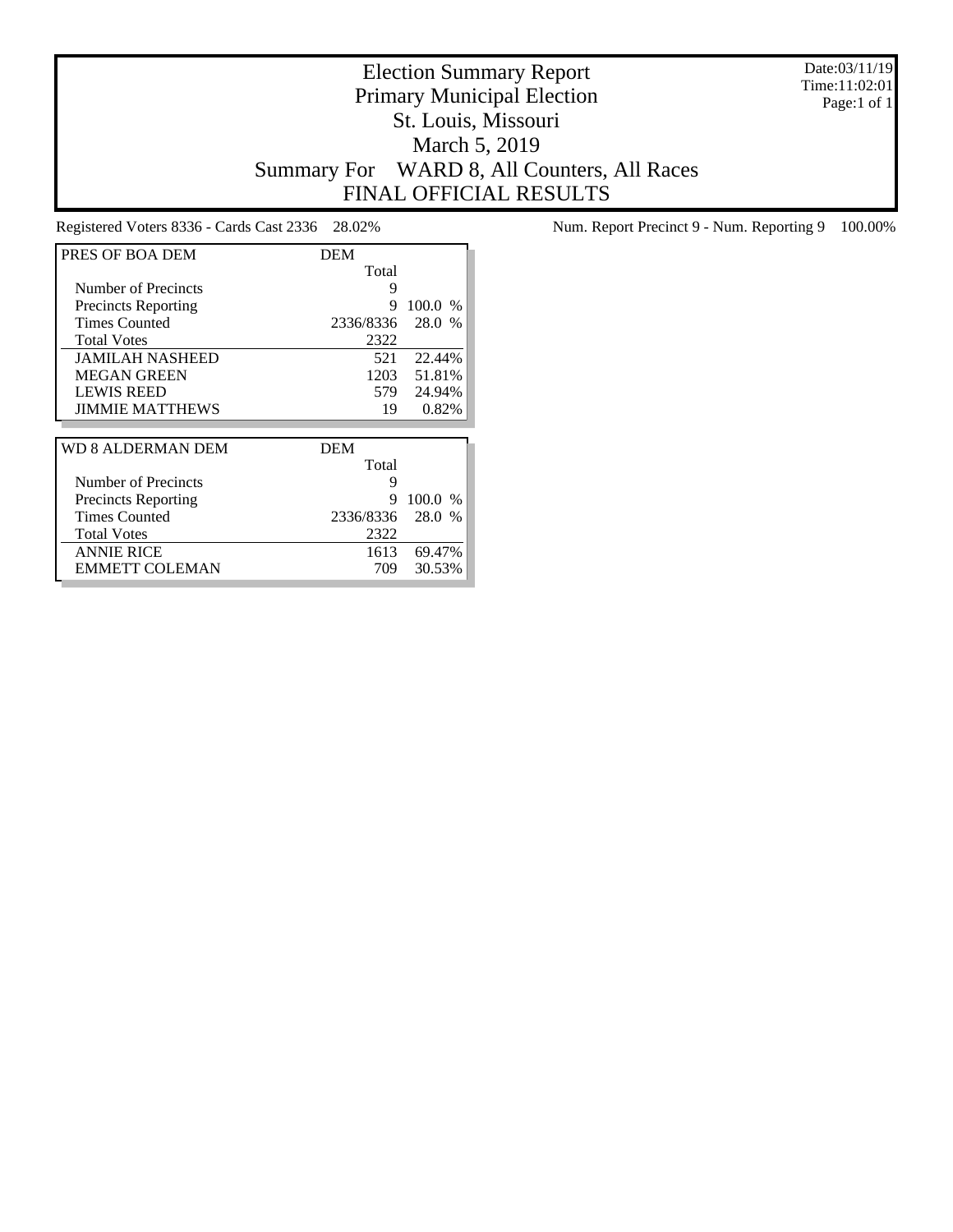# Election Summary Report
## Primary Municipal Election
## St. Louis, Missouri
## March 5, 2019
## Summary For WARD 8, All Counters, All Races
## FINAL OFFICIAL RESULTS

Date:03/11/19
Time:11:02:01
Page:1 of 1

Registered Voters 8336 - Cards Cast 2336 28.02%

Num. Report Precinct 9 - Num. Reporting 9 100.00%

| PRES OF BOA DEM | DEM | |
|---|---|---|
| | Total | |
| Number of Precincts | 9 | |
| Precincts Reporting | 9 | 100.0 % |
| Times Counted | 2336/8336 | 28.0 % |
| Total Votes | 2322 | |
| JAMILAH NASHEED | 521 | 22.44% |
| MEGAN GREEN | 1203 | 51.81% |
| LEWIS REED | 579 | 24.94% |
| JIMMIE MATTHEWS | 19 | 0.82% |

| WD 8 ALDERMAN DEM | DEM | |
|---|---|---|
| | Total | |
| Number of Precincts | 9 | |
| Precincts Reporting | 9 | 100.0 % |
| Times Counted | 2336/8336 | 28.0 % |
| Total Votes | 2322 | |
| ANNIE RICE | 1613 | 69.47% |
| EMMETT COLEMAN | 709 | 30.53% |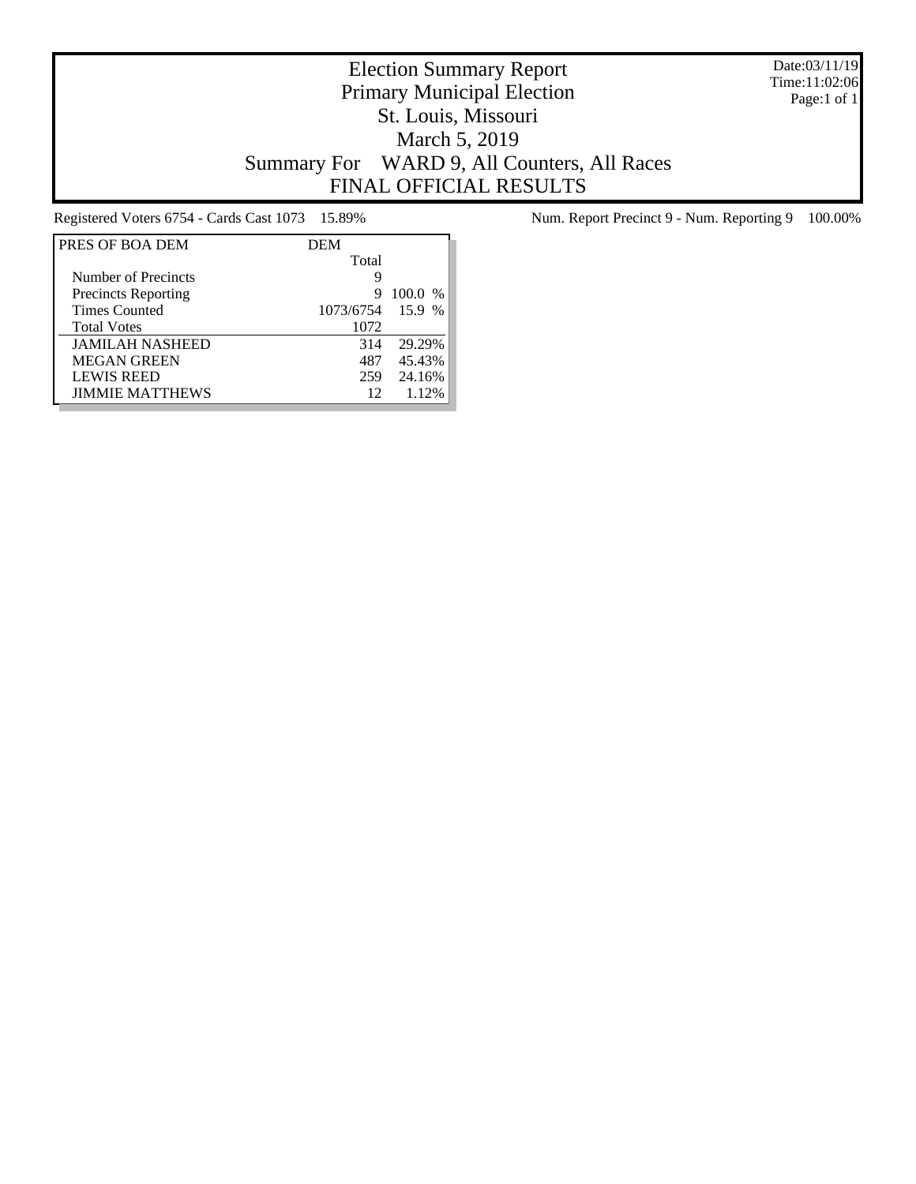# Election Summary Report

## Primary Municipal Election

## St. Louis, Missouri

## March 5, 2019

## Summary For WARD 9, All Counters, All Races

## FINAL OFFICIAL RESULTS

Date:03/11/19
Time:11:02:06

Registered Voters 6754 - Cards Cast 1073 15.89%

Num. Report Precinct 9 - Num. Reporting 9 100.00%

| PRES OF BOA DEM | DEM | |
|---|---|---|
| | Total | |
| Number of Precincts | 9 | |
| Precincts Reporting | 9 | 100.0 % |
| Times Counted | 1073/6754 | 15.9 % |
| Total Votes | 1072 | |
| JAMILAH NASHEED | 314 | 29.29% |
| MEGAN GREEN | 487 | 45.43% |
| LEWIS REED | 259 | 24.16% |
| JIMMIE MATTHEWS | 12 | 1.12% |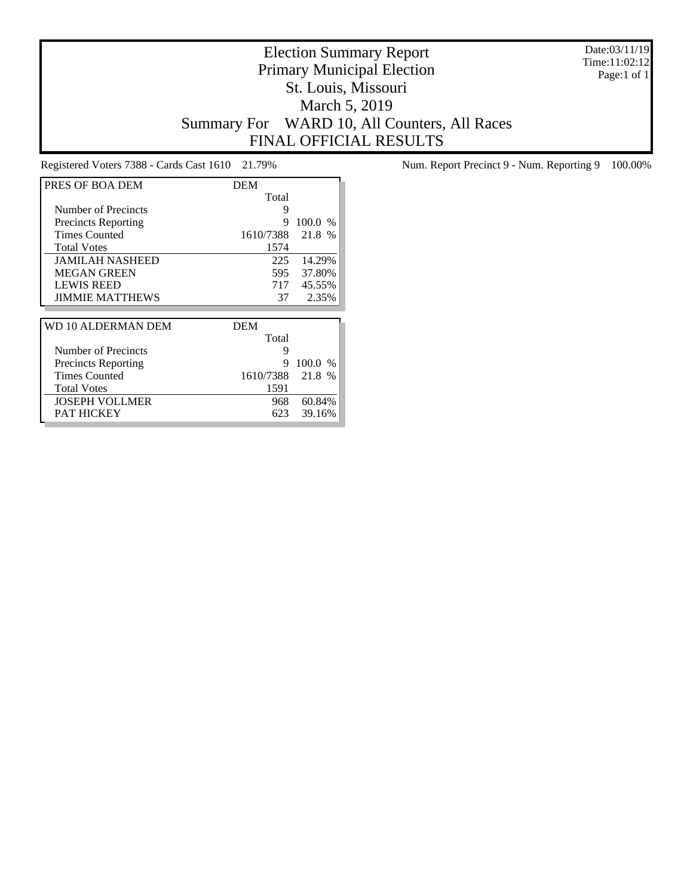# Election Summary Report
## Primary Municipal Election
## St. Louis, Missouri
## March 5, 2019
## Summary For WARD 10, All Counters, All Races
## FINAL OFFICIAL RESULTS

Date:03/11/19
Time:11:02:12
Page:1 of 1

Registered Voters 7388 - Cards Cast 1610 21.79%

Num. Report Precinct 9 - Num. Reporting 9 100.00%

| PRES OF BOA DEM | DEM Total | |
|---|---|---|
| Number of Precincts | 9 | |
| Precincts Reporting | 9 | 100.0 % |
| Times Counted | 1610/7388 | 21.8 % |
| Total Votes | 1574 | |
| JAMILAH NASHEED | 225 | 14.29% |
| MEGAN GREEN | 595 | 37.80% |
| LEWIS REED | 717 | 45.55% |
| JIMMIE MATTHEWS | 37 | 2.35% |

| WD 10 ALDERMAN DEM | DEM Total | |
|---|---|---|
| Number of Precincts | 9 | |
| Precincts Reporting | 9 | 100.0 % |
| Times Counted | 1610/7388 | 21.8 % |
| Total Votes | 1591 | |
| JOSEPH VOLLMER | 968 | 60.84% |
| PAT HICKEY | 623 | 39.16% |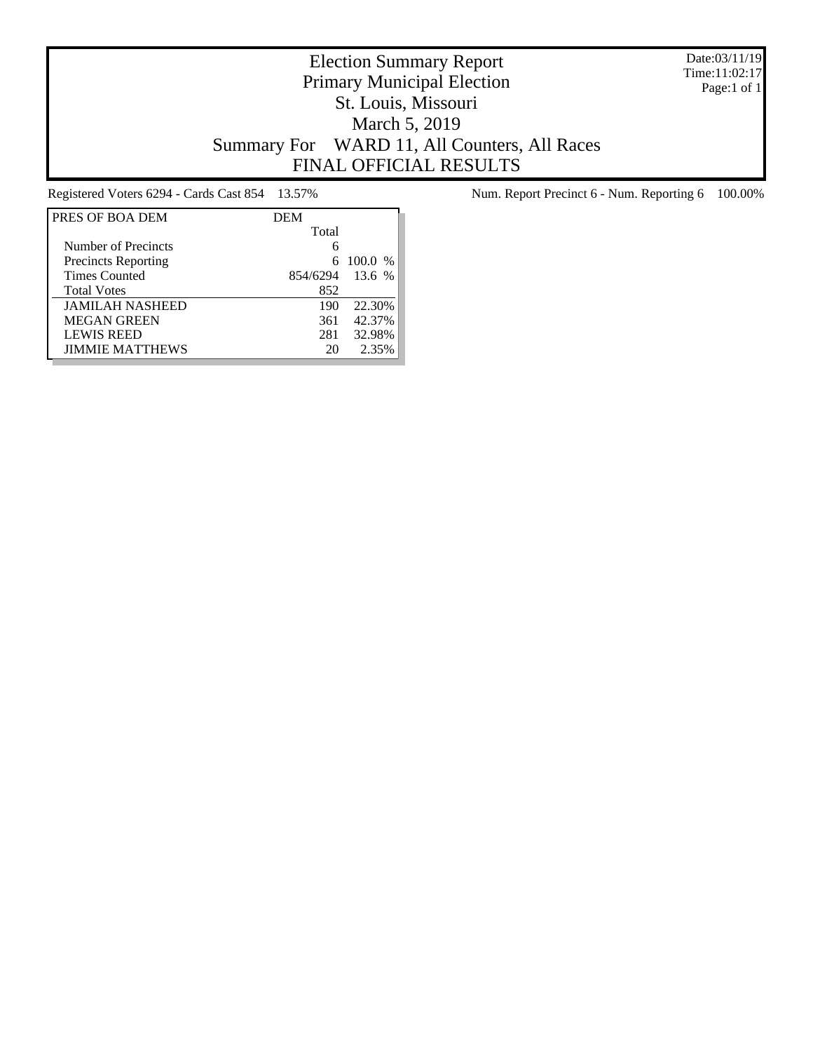# Election Summary Report

Primary Municipal Election
St. Louis, Missouri
March 5, 2019
Summary For WARD 11, All Counters, All Races
FINAL OFFICIAL RESULTS

Date:03/11/19
Time:11:02:17

Registered Voters 6294 - Cards Cast 854 13.57%

Num. Report Precinct 6 - Num. Reporting 6 100.00%

| PRES OF BOA DEM | DEM | |
|---|---|---|
| | Total | |
| Number of Precincts | 6 | |
| Precincts Reporting | 6 | 100.0 % |
| Times Counted | 854/6294 | 13.6 % |
| Total Votes | 852 | |
| JAMILAH NASHEED | 190 | 22.30% |
| MEGAN GREEN | 361 | 42.37% |
| LEWIS REED | 281 | 32.98% |
| JIMMIE MATTHEWS | 20 | 2.35% |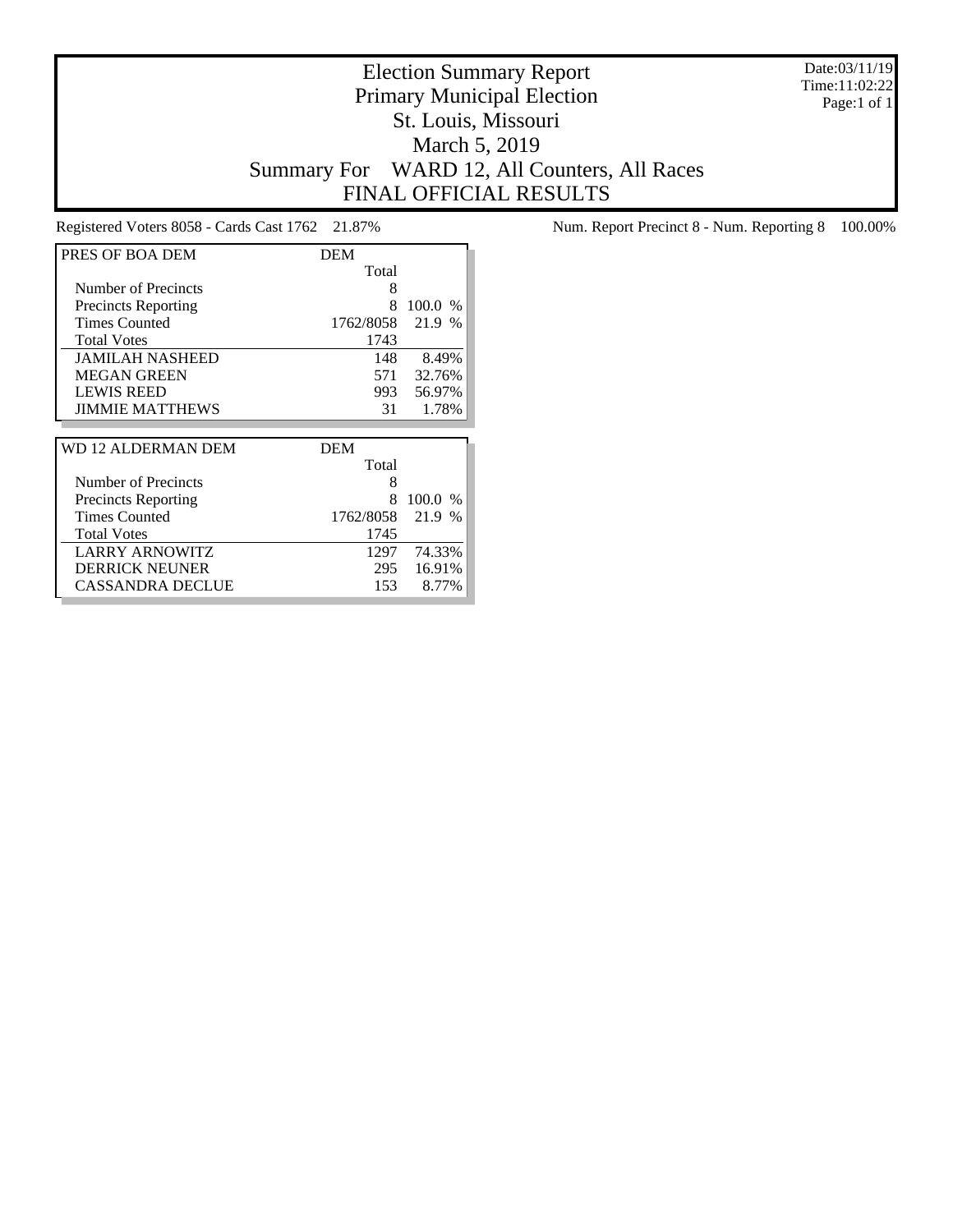# Election Summary Report
## Primary Municipal Election
## St. Louis, Missouri
## March 5, 2019
## Summary For WARD 12, All Counters, All Races
## FINAL OFFICIAL RESULTS

Date:03/11/19
Time:11:02:22
Page:1 of 1

Registered Voters 8058 - Cards Cast 1762 21.87%

Num. Report Precinct 8 - Num. Reporting 8 100.00%

| PRES OF BOA DEM | DEM | |
|---|---|---|
| | Total | |
| Number of Precincts | 8 | |
| Precincts Reporting | 8 | 100.0 % |
| Times Counted | 1762/8058 | 21.9 % |
| Total Votes | 1743 | |
| JAMILAH NASHEED | 148 | 8.49% |
| MEGAN GREEN | 571 | 32.76% |
| LEWIS REED | 993 | 56.97% |
| JIMMIE MATTHEWS | 31 | 1.78% |

| WD 12 ALDERMAN DEM | DEM | |
|---|---|---|
| | Total | |
| Number of Precincts | 8 | |
| Precincts Reporting | 8 | 100.0 % |
| Times Counted | 1762/8058 | 21.9 % |
| Total Votes | 1745 | |
| LARRY ARNOWITZ | 1297 | 74.33% |
| DERRICK NEUNER | 295 | 16.91% |
| CASSANDRA DECLUE | 153 | 8.77% |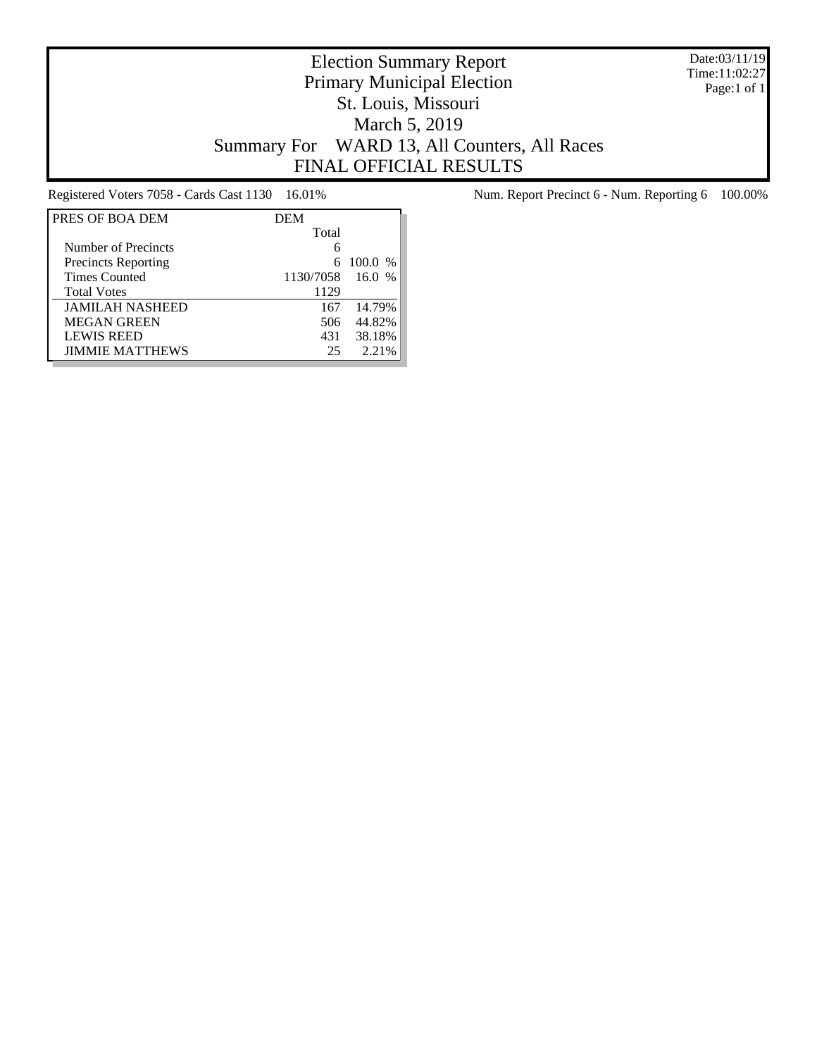# Election Summary Report

## Primary Municipal Election

## St. Louis, Missouri

## March 5, 2019

## Summary For WARD 13, All Counters, All Races

## FINAL OFFICIAL RESULTS

Date:03/11/19
Time:11:02:27
Page:1 of 1

Registered Voters 7058 - Cards Cast 1130 16.01%

Num. Report Precinct 6 - Num. Reporting 6 100.00%

| PRES OF BOA DEM | DEM | |
|---|---|---|
| | Total | |
| Number of Precincts | 6 | |
| Precincts Reporting | 6 | 100.0 % |
| Times Counted | 1130/7058 | 16.0 % |
| Total Votes | 1129 | |
| JAMILAH NASHEED | 167 | 14.79% |
| MEGAN GREEN | 506 | 44.82% |
| LEWIS REED | 431 | 38.18% |
| JIMMIE MATTHEWS | 25 | 2.21% |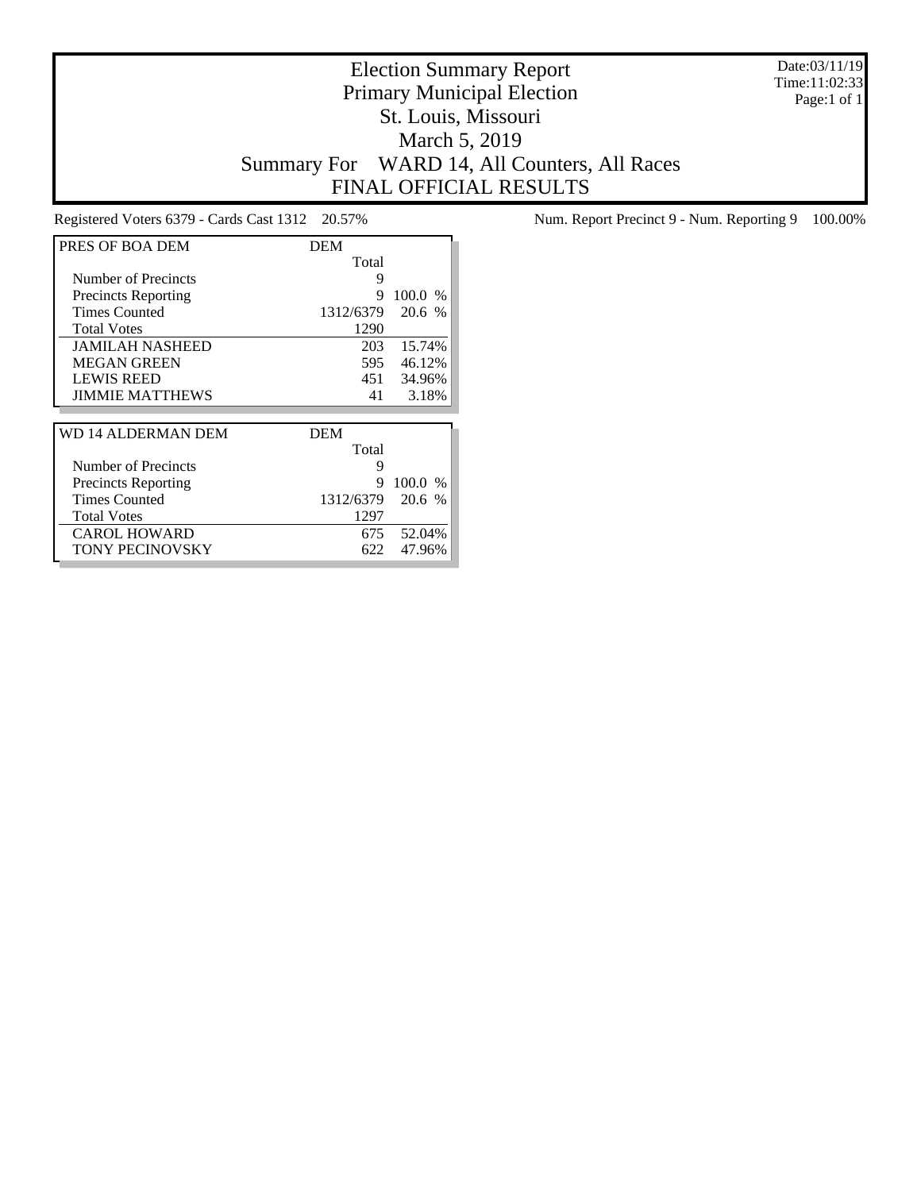# Election Summary Report

## Primary Municipal Election

## St. Louis, Missouri

## March 5, 2019

## Summary For WARD 14, All Counters, All Races

## FINAL OFFICIAL RESULTS

Date:03/11/19
Time:11:02:33
Page:1 of 1

Registered Voters 6379 - Cards Cast 1312 20.57%

Num. Report Precinct 9 - Num. Reporting 9 100.00%

| PRES OF BOA DEM | DEM | |
|---|---|---|
| | Total | |
| Number of Precincts | 9 | |
| Precincts Reporting | 9 | 100.0 % |
| Times Counted | 1312/6379 | 20.6 % |
| Total Votes | 1290 | |
| JAMILAH NASHEED | 203 | 15.74% |
| MEGAN GREEN | 595 | 46.12% |
| LEWIS REED | 451 | 34.96% |
| JIMMIE MATTHEWS | 41 | 3.18% |

| WD 14 ALDERMAN DEM | DEM | |
|---|---|---|
| | Total | |
| Number of Precincts | 9 | |
| Precincts Reporting | 9 | 100.0 % |
| Times Counted | 1312/6379 | 20.6 % |
| Total Votes | 1297 | |
| CAROL HOWARD | 675 | 52.04% |
| TONY PECINOVSKY | 622 | 47.96% |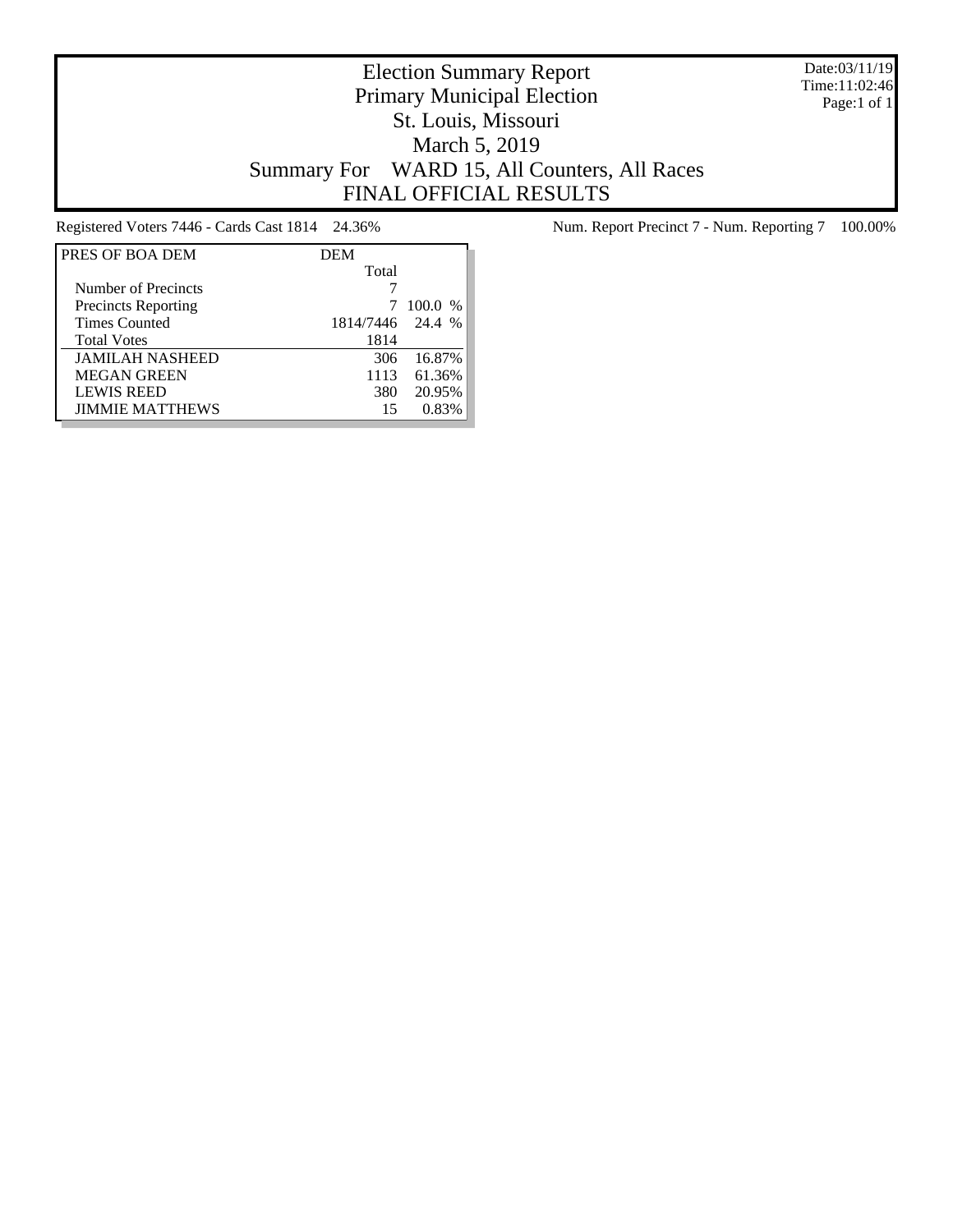# Election Summary Report

## Primary Municipal Election

## St. Louis, Missouri

## March 5, 2019

## Summary For WARD 15, All Counters, All Races

## FINAL OFFICIAL RESULTS

Date:03/11/19
Time:11:02:46
Page:1 of 1

Registered Voters 7446 - Cards Cast 1814 24.36%

Num. Report Precinct 7 - Num. Reporting 7 100.00%

| PRES OF BOA DEM | DEM | |
|---|---|---|
| | Total | |
| Number of Precincts | 7 | |
| Precincts Reporting | 7 | 100.0 % |
| Times Counted | 1814/7446 | 24.4 % |
| Total Votes | 1814 | |
| JAMILAH NASHEED | 306 | 16.87% |
| MEGAN GREEN | 1113 | 61.36% |
| LEWIS REED | 380 | 20.95% |
| JIMMIE MATTHEWS | 15 | 0.83% |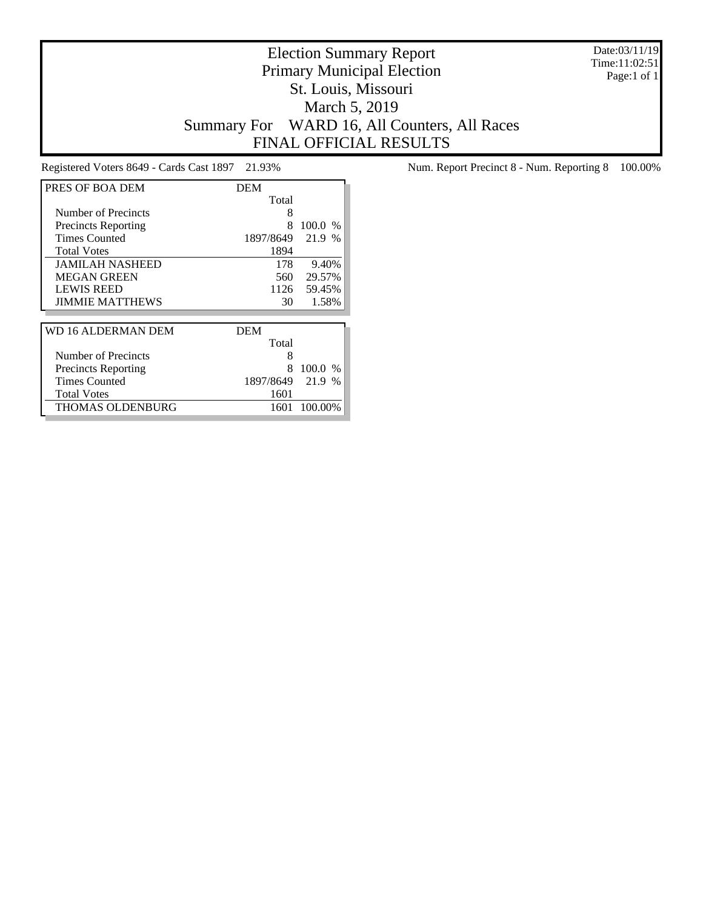# Election Summary Report
## Primary Municipal Election
## St. Louis, Missouri
## March 5, 2019
## Summary For WARD 16, All Counters, All Races
## FINAL OFFICIAL RESULTS

Date:03/11/19
Time:11:02:51
Page:1 of 1

Registered Voters 8649 - Cards Cast 1897 21.93%

Num. Report Precinct 8 - Num. Reporting 8 100.00%

| PRES OF BOA DEM | DEM | |
|---|---|---|
| | Total | |
| Number of Precincts | 8 | |
| Precincts Reporting | 8 | 100.0 % |
| Times Counted | 1897/8649 | 21.9 % |
| Total Votes | 1894 | |
| JAMILAH NASHEED | 178 | 9.40% |
| MEGAN GREEN | 560 | 29.57% |
| LEWIS REED | 1126 | 59.45% |
| JIMMIE MATTHEWS | 30 | 1.58% |

| WD 16 ALDERMAN DEM | DEM | |
|---|---|---|
| | Total | |
| Number of Precincts | 8 | |
| Precincts Reporting | 8 | 100.0 % |
| Times Counted | 1897/8649 | 21.9 % |
| Total Votes | 1601 | |
| THOMAS OLDENBURG | 1601 | 100.00% |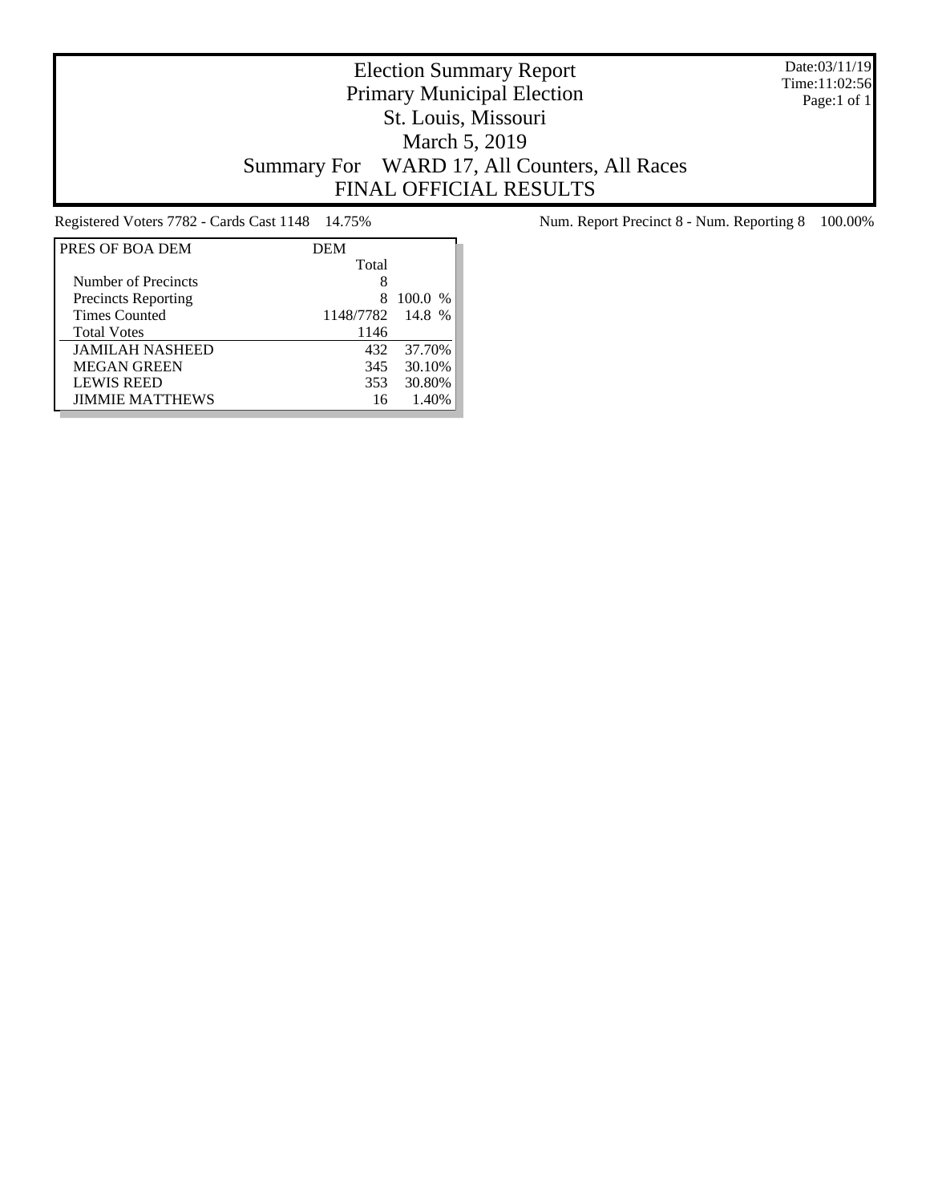# Election Summary Report

## Primary Municipal Election

## St. Louis, Missouri

## March 5, 2019

## Summary For WARD 17, All Counters, All Races

## FINAL OFFICIAL RESULTS

Date:03/11/19
Time:11:02:56

Registered Voters 7782 - Cards Cast 1148 14.75%

Num. Report Precinct 8 - Num. Reporting 8 100.00%

| PRES OF BOA DEM | DEM Total | |
|---|---|---|
| Number of Precincts | 8 | |
| Precincts Reporting | 8 | 100.0 % |
| Times Counted | 1148/7782 | 14.8 % |
| Total Votes | 1146 | |
| JAMILAH NASHEED | 432 | 37.70% |
| MEGAN GREEN | 345 | 30.10% |
| LEWIS REED | 353 | 30.80% |
| JIMMIE MATTHEWS | 16 | 1.40% |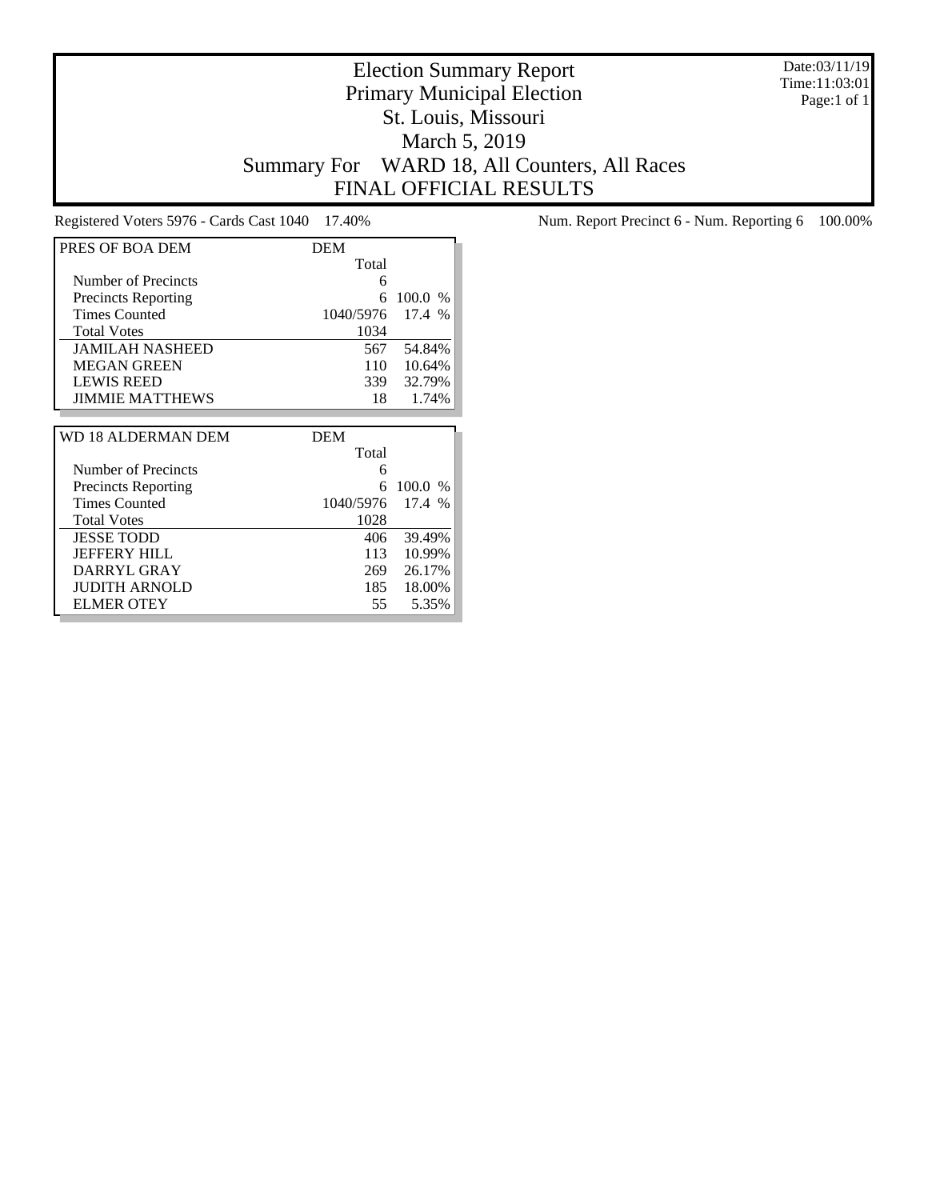# Election Summary Report

## Primary Municipal Election

## St. Louis, Missouri

## March 5, 2019

## Summary For WARD 18, All Counters, All Races

## FINAL OFFICIAL RESULTS

Date:03/11/19
Time:11:03:01
Page:1 of 1

Registered Voters 5976 - Cards Cast 1040 17.40%

Num. Report Precinct 6 - Num. Reporting 6 100.00%

| PRES OF BOA DEM | DEM | |
|---|---|---|
| | Total | |
| Number of Precincts | 6 | |
| Precincts Reporting | 6 | 100.0 % |
| Times Counted | 1040/5976 | 17.4 % |
| Total Votes | 1034 | |
| JAMILAH NASHEED | 567 | 54.84% |
| MEGAN GREEN | 110 | 10.64% |
| LEWIS REED | 339 | 32.79% |
| JIMMIE MATTHEWS | 18 | 1.74% |

| WD 18 ALDERMAN DEM | DEM | |
|---|---|---|
| | Total | |
| Number of Precincts | 6 | |
| Precincts Reporting | 6 | 100.0 % |
| Times Counted | 1040/5976 | 17.4 % |
| Total Votes | 1028 | |
| JESSE TODD | 406 | 39.49% |
| JEFFERY HILL | 113 | 10.99% |
| DARRYL GRAY | 269 | 26.17% |
| JUDITH ARNOLD | 185 | 18.00% |
| ELMER OTEY | 55 | 5.35% |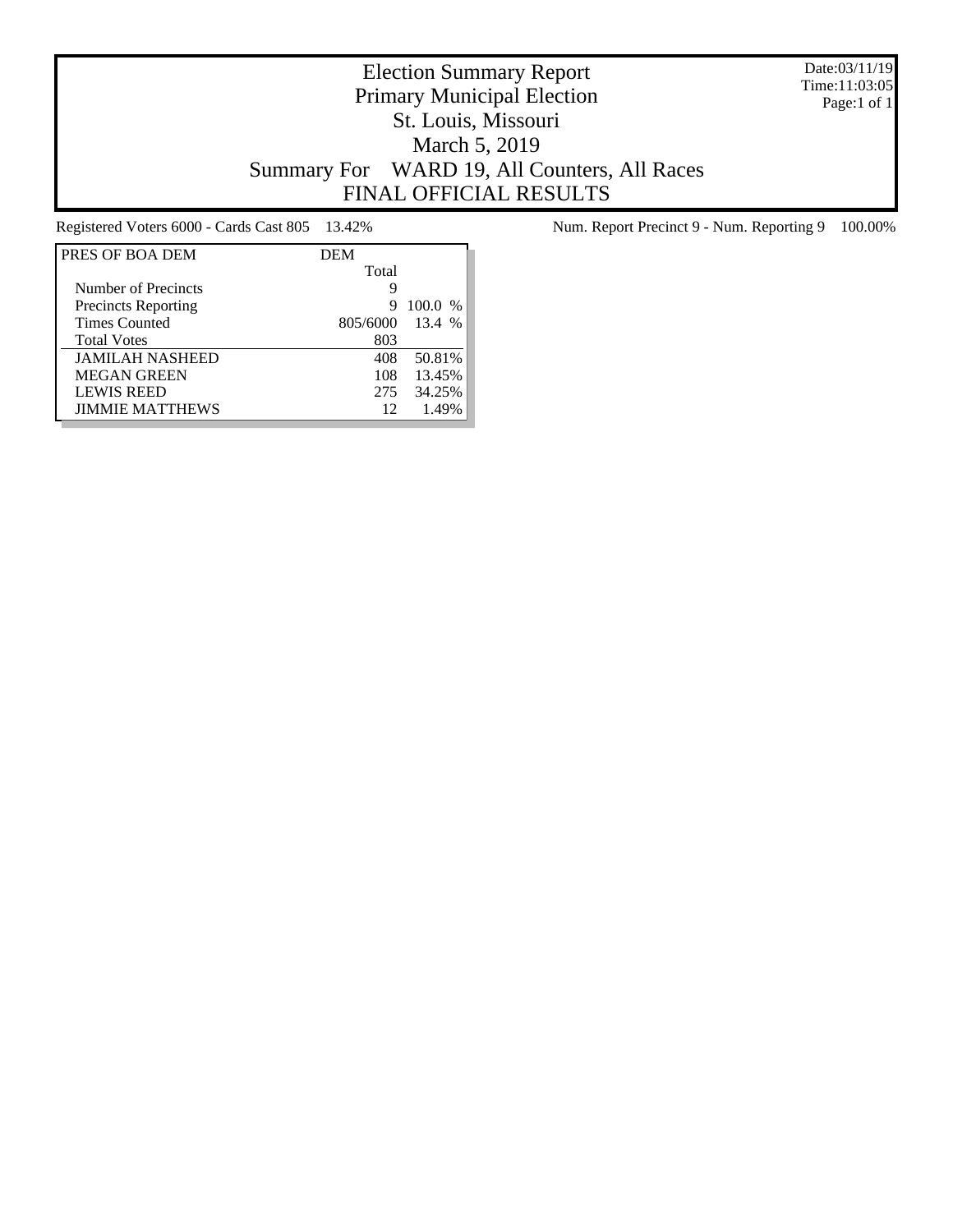# Election Summary Report
## Primary Municipal Election
## St. Louis, Missouri
## March 5, 2019
## Summary For WARD 19, All Counters, All Races
## FINAL OFFICIAL RESULTS

Date:03/11/19
Time:11:03:05

Registered Voters 6000 - Cards Cast 805 13.42%

Num. Report Precinct 9 - Num. Reporting 9 100.00%

| PRES OF BOA DEM | DEM Total | |
|---|---|---|
| Number of Precincts | 9 | |
| Precincts Reporting | 9 | 100.0 % |
| Times Counted | 805/6000 | 13.4 % |
| Total Votes | 803 | |
| JAMILAH NASHEED | 408 | 50.81% |
| MEGAN GREEN | 108 | 13.45% |
| LEWIS REED | 275 | 34.25% |
| JIMMIE MATTHEWS | 12 | 1.49% |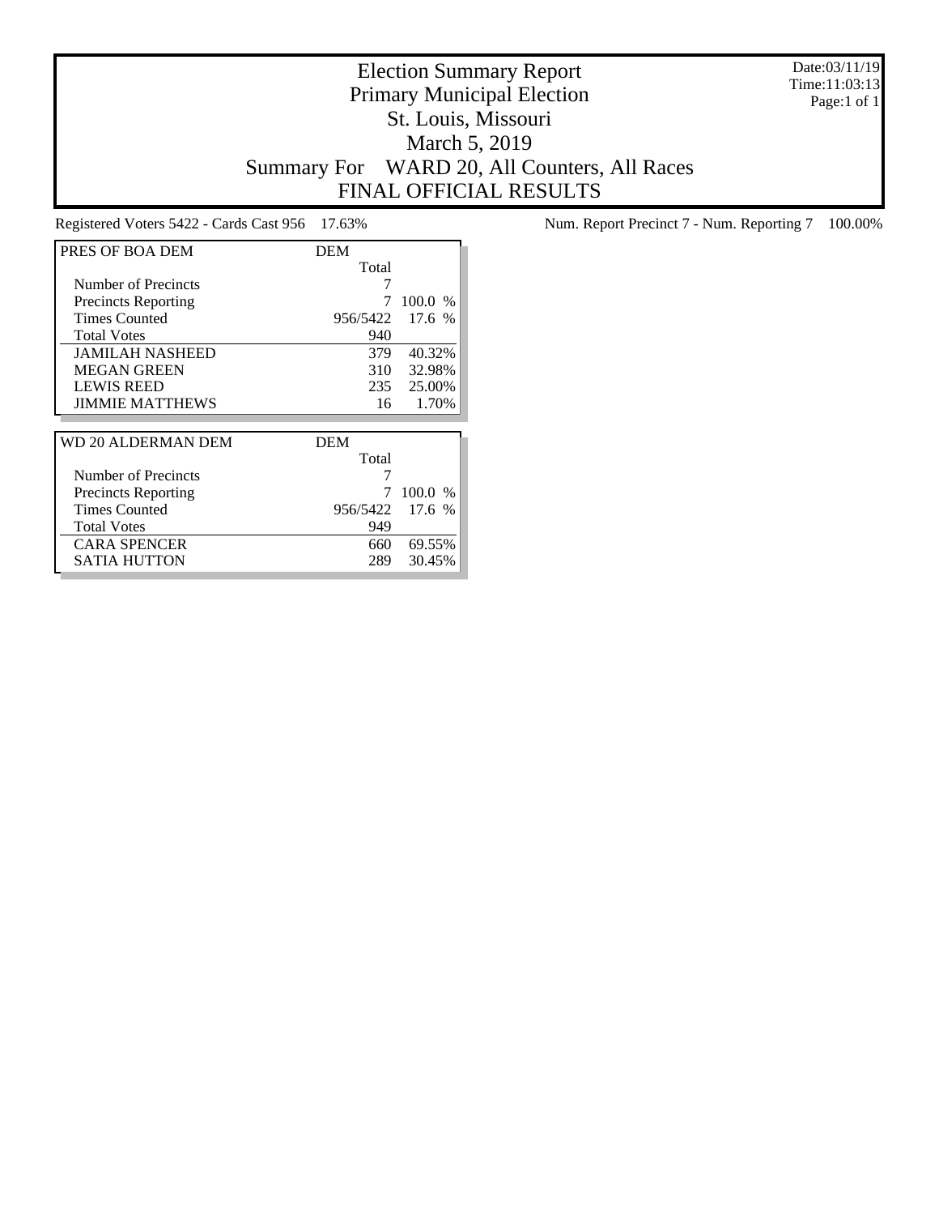# Election Summary Report
## Primary Municipal Election
## St. Louis, Missouri
## March 5, 2019
## Summary For WARD 20, All Counters, All Races
## FINAL OFFICIAL RESULTS

Date:03/11/19
Time:11:03:13
Page:1 of 1

Registered Voters 5422 - Cards Cast 956 17.63%

Num. Report Precinct 7 - Num. Reporting 7 100.00%

| PRES OF BOA DEM | DEM | |
|---|---|---|
| | Total | |
| Number of Precincts | 7 | |
| Precincts Reporting | 7 | 100.0 % |
| Times Counted | 956/5422 | 17.6 % |
| Total Votes | 940 | |
| JAMILAH NASHEED | 379 | 40.32% |
| MEGAN GREEN | 310 | 32.98% |
| LEWIS REED | 235 | 25.00% |
| JIMMIE MATTHEWS | 16 | 1.70% |

| WD 20 ALDERMAN DEM | DEM | |
|---|---|---|
| | Total | |
| Number of Precincts | 7 | |
| Precincts Reporting | 7 | 100.0 % |
| Times Counted | 956/5422 | 17.6 % |
| Total Votes | 949 | |
| CARA SPENCER | 660 | 69.55% |
| SATIA HUTTON | 289 | 30.45% |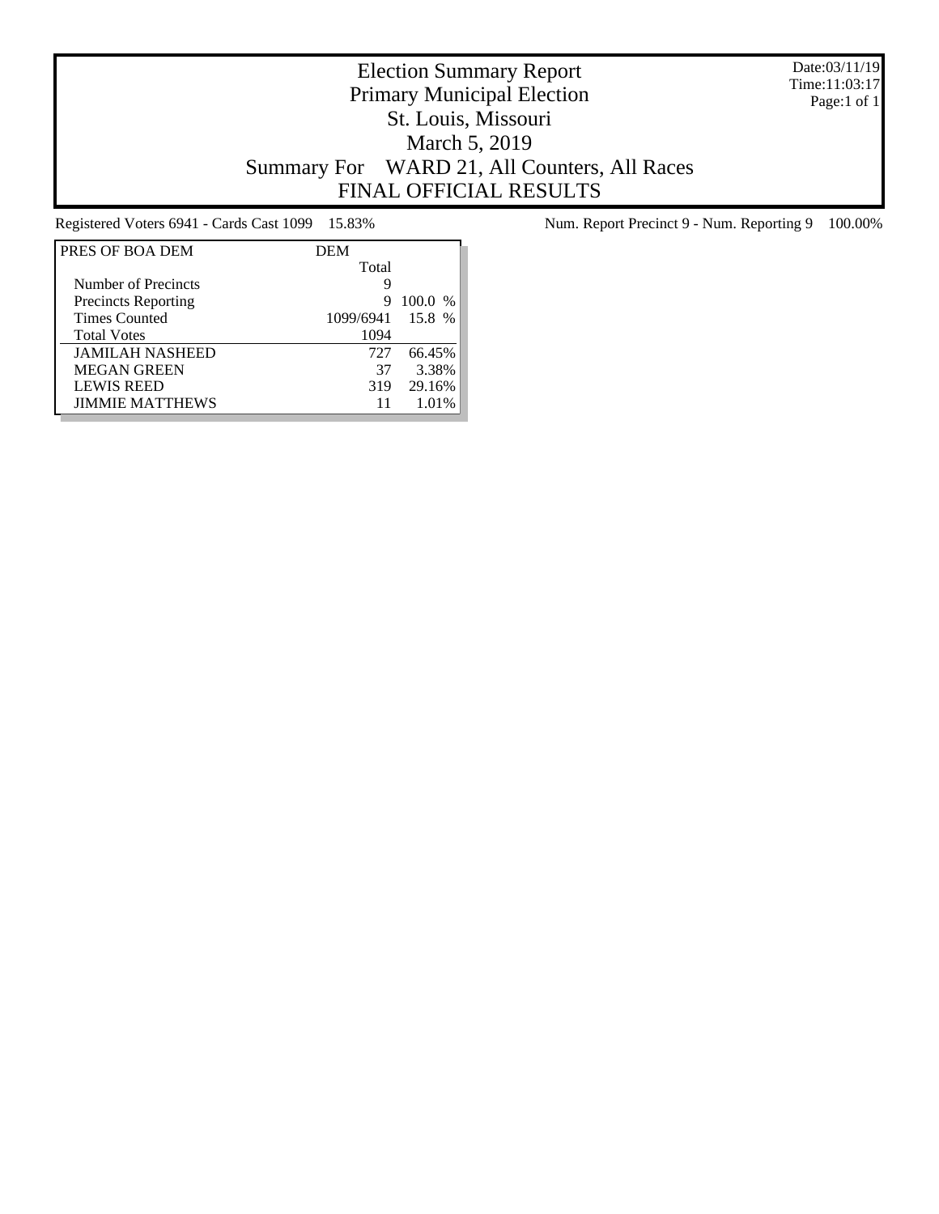# Election Summary Report

## Primary Municipal Election

## St. Louis, Missouri

## March 5, 2019

## Summary For WARD 21, All Counters, All Races

## FINAL OFFICIAL RESULTS

Date:03/11/19
Time:11:03:17

Registered Voters 6941 - Cards Cast 1099 15.83%

Num. Report Precinct 9 - Num. Reporting 9 100.00%

| PRES OF BOA DEM | DEM | |
|---|---|---|
| | Total | |
| Number of Precincts | 9 | |
| Precincts Reporting | 9 | 100.0 % |
| Times Counted | 1099/6941 | 15.8 % |
| Total Votes | 1094 | |
| JAMILAH NASHEED | 727 | 66.45% |
| MEGAN GREEN | 37 | 3.38% |
| LEWIS REED | 319 | 29.16% |
| JIMMIE MATTHEWS | 11 | 1.01% |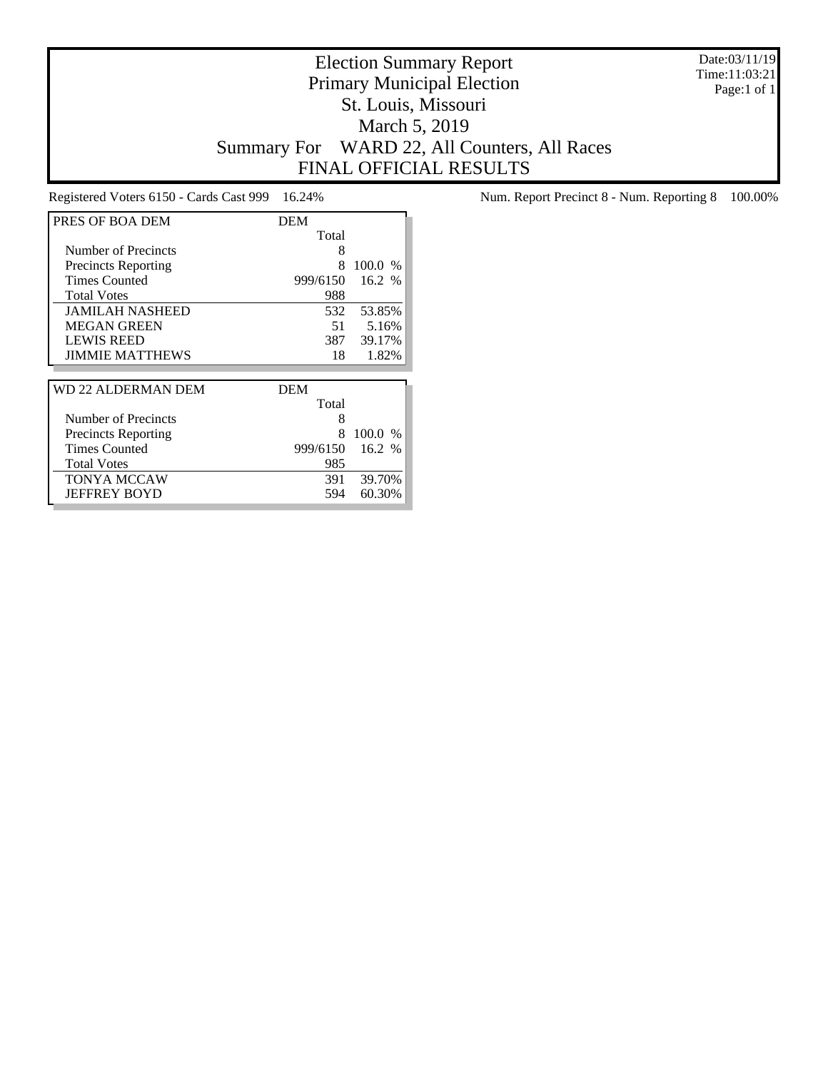# Election Summary Report

## Primary Municipal Election

## St. Louis, Missouri

## March 5, 2019

## Summary For WARD 22, All Counters, All Races

## FINAL OFFICIAL RESULTS

Date:03/11/19
Time:11:03:21
Page:1 of 1

Registered Voters 6150 - Cards Cast 999 16.24%

Num. Report Precinct 8 - Num. Reporting 8 100.00%

| PRES OF BOA DEM | DEM | |
|---|---|---|
| | Total | |
| Number of Precincts | 8 | |
| Precincts Reporting | 8 | 100.0 % |
| Times Counted | 999/6150 | 16.2 % |
| Total Votes | 988 | |
| JAMILAH NASHEED | 532 | 53.85% |
| MEGAN GREEN | 51 | 5.16% |
| LEWIS REED | 387 | 39.17% |
| JIMMIE MATTHEWS | 18 | 1.82% |

| WD 22 ALDERMAN DEM | DEM | |
|---|---|---|
| | Total | |
| Number of Precincts | 8 | |
| Precincts Reporting | 8 | 100.0 % |
| Times Counted | 999/6150 | 16.2 % |
| Total Votes | 985 | |
| TONYA MCCAW | 391 | 39.70% |
| JEFFREY BOYD | 594 | 60.30% |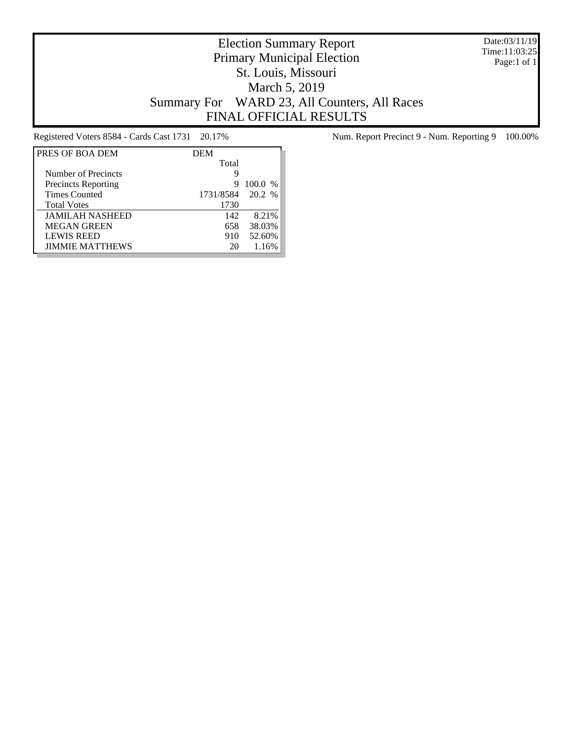# Election Summary Report
## Primary Municipal Election
## St. Louis, Missouri
## March 5, 2019
## Summary For WARD 23, All Counters, All Races
## FINAL OFFICIAL RESULTS

Date:03/11/19
Time:11:03:25
Page:1 of 1

Registered Voters 8584 - Cards Cast 1731 20.17%

Num. Report Precinct 9 - Num. Reporting 9 100.00%

| PRES OF BOA DEM | DEM | |
|---|---|---|
| | Total | |
| Number of Precincts | 9 | |
| Precincts Reporting | 9 | 100.0 % |
| Times Counted | 1731/8584 | 20.2 % |
| Total Votes | 1730 | |
| JAMILAH NASHEED | 142 | 8.21% |
| MEGAN GREEN | 658 | 38.03% |
| LEWIS REED | 910 | 52.60% |
| JIMMIE MATTHEWS | 20 | 1.16% |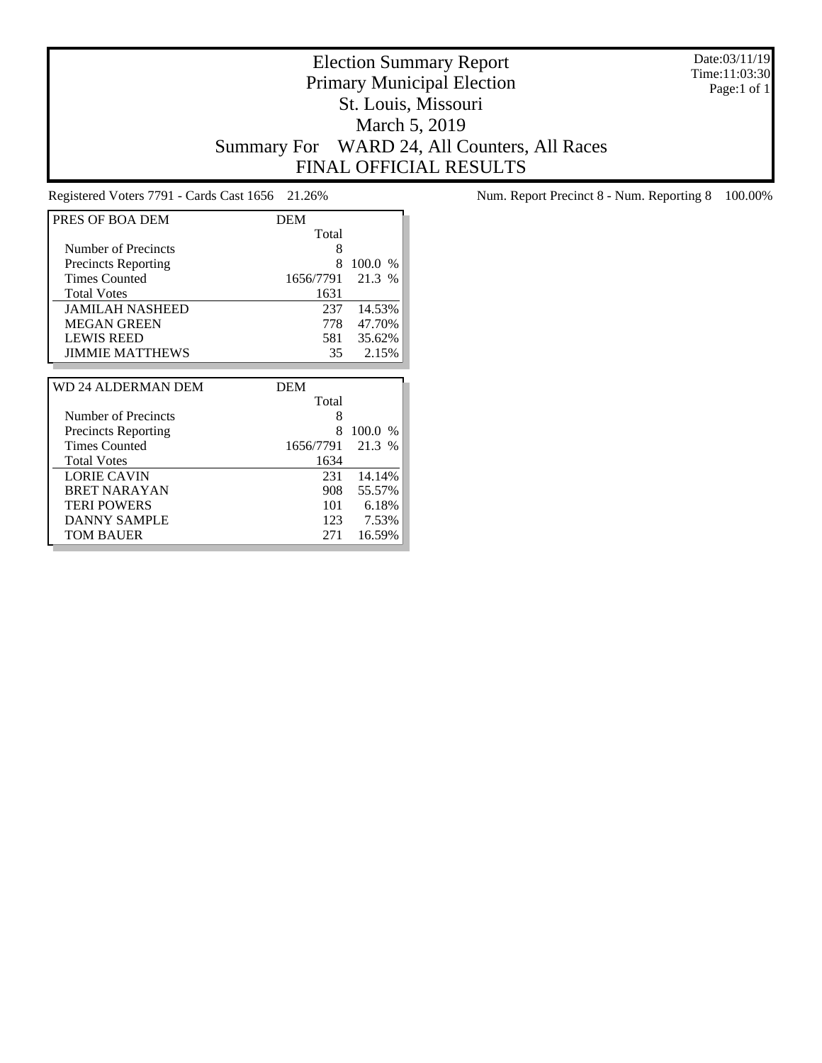# Election Summary Report
## Primary Municipal Election
## St. Louis, Missouri
## March 5, 2019
## Summary For WARD 24, All Counters, All Races
## FINAL OFFICIAL RESULTS

Date:03/11/19
Time:11:03:30
Page:1 of 1

Registered Voters 7791 - Cards Cast 1656 21.26%

Num. Report Precinct 8 - Num. Reporting 8 100.00%

| PRES OF BOA DEM | DEM | |
|---|---|---|
| | Total | |
| Number of Precincts | 8 | |
| Precincts Reporting | 8 | 100.0 % |
| Times Counted | 1656/7791 | 21.3 % |
| Total Votes | 1631 | |
| JAMILAH NASHEED | 237 | 14.53% |
| MEGAN GREEN | 778 | 47.70% |
| LEWIS REED | 581 | 35.62% |
| JIMMIE MATTHEWS | 35 | 2.15% |

| WD 24 ALDERMAN DEM | DEM | |
|---|---|---|
| | Total | |
| Number of Precincts | 8 | |
| Precincts Reporting | 8 | 100.0 % |
| Times Counted | 1656/7791 | 21.3 % |
| Total Votes | 1634 | |
| LORIE CAVIN | 231 | 14.14% |
| BRET NARAYAN | 908 | 55.57% |
| TERI POWERS | 101 | 6.18% |
| DANNY SAMPLE | 123 | 7.53% |
| TOM BAUER | 271 | 16.59% |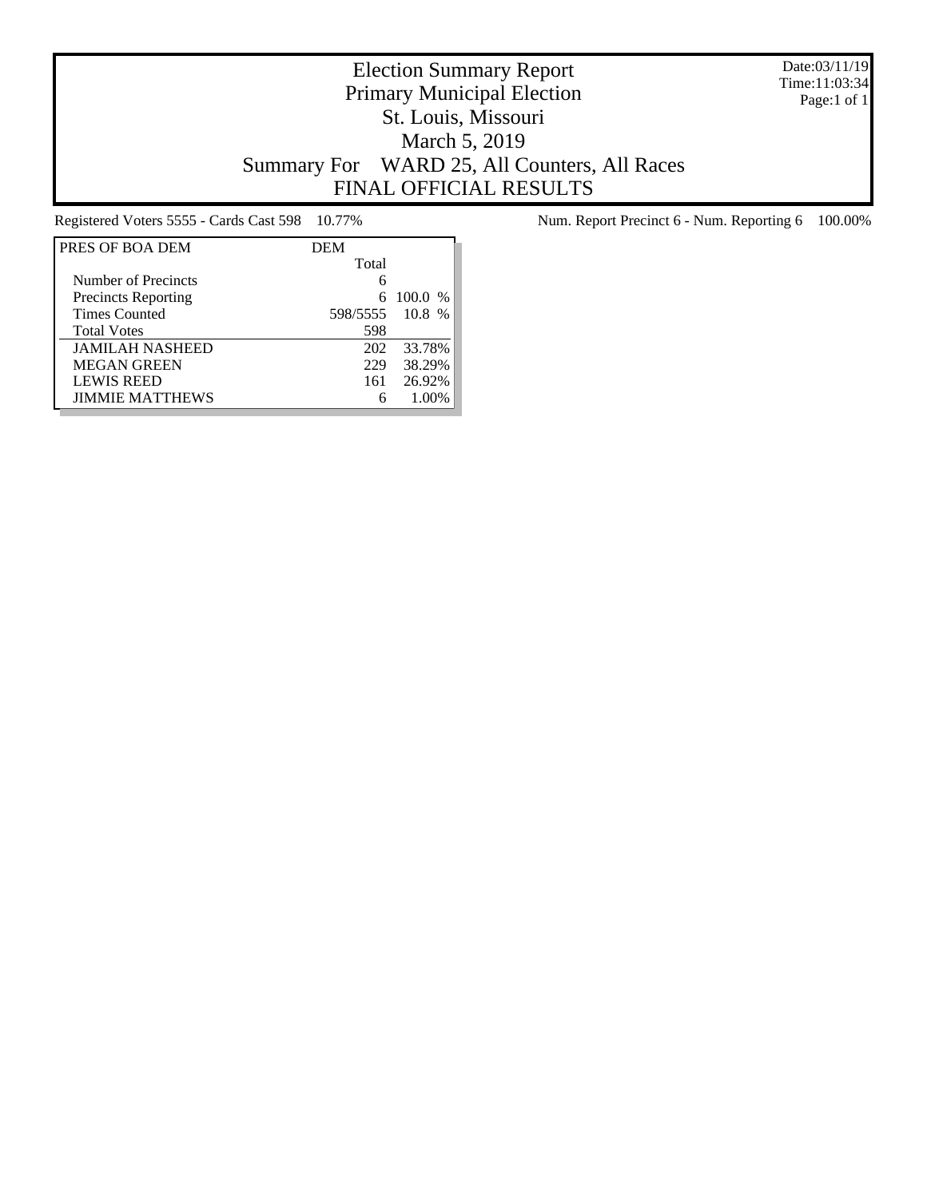# Election Summary Report

## Primary Municipal Election

## St. Louis, Missouri

## March 5, 2019

## Summary For WARD 25, All Counters, All Races

## FINAL OFFICIAL RESULTS

Date:03/11/19
Time:11:03:34
Page:1 of 1

Registered Voters 5555 - Cards Cast 598 10.77%

Num. Report Precinct 6 - Num. Reporting 6 100.00%

| PRES OF BOA DEM | DEM | |
|---|---|---|
| | Total | |
| Number of Precincts | 6 | |
| Precincts Reporting | 6 | 100.0 % |
| Times Counted | 598/5555 | 10.8 % |
| Total Votes | 598 | |
| JAMILAH NASHEED | 202 | 33.78% |
| MEGAN GREEN | 229 | 38.29% |
| LEWIS REED | 161 | 26.92% |
| JIMMIE MATTHEWS | 6 | 1.00% |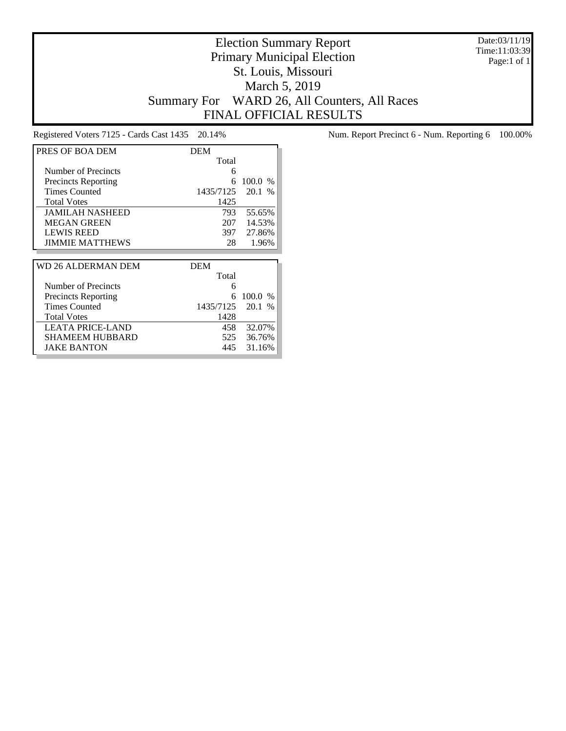# Election Summary Report

## Primary Municipal Election

## St. Louis, Missouri

## March 5, 2019

## Summary For WARD 26, All Counters, All Races

## FINAL OFFICIAL RESULTS

Date:03/11/19
Time:11:03:39
Page:1 of 1

Registered Voters 7125 - Cards Cast 1435 20.14%

Num. Report Precinct 6 - Num. Reporting 6 100.00%

| PRES OF BOA DEM | DEM Total | |
|---|---|---|
| Number of Precincts | 6 | |
| Precincts Reporting | 6 | 100.0 % |
| Times Counted | 1435/7125 | 20.1 % |
| Total Votes | 1425 | |
| JAMILAH NASHEED | 793 | 55.65% |
| MEGAN GREEN | 207 | 14.53% |
| LEWIS REED | 397 | 27.86% |
| JIMMIE MATTHEWS | 28 | 1.96% |

| WD 26 ALDERMAN DEM | DEM Total | |
|---|---|---|
| Number of Precincts | 6 | |
| Precincts Reporting | 6 | 100.0 % |
| Times Counted | 1435/7125 | 20.1 % |
| Total Votes | 1428 | |
| LEATA PRICE-LAND | 458 | 32.07% |
| SHAMEEM HUBBARD | 525 | 36.76% |
| JAKE BANTON | 445 | 31.16% |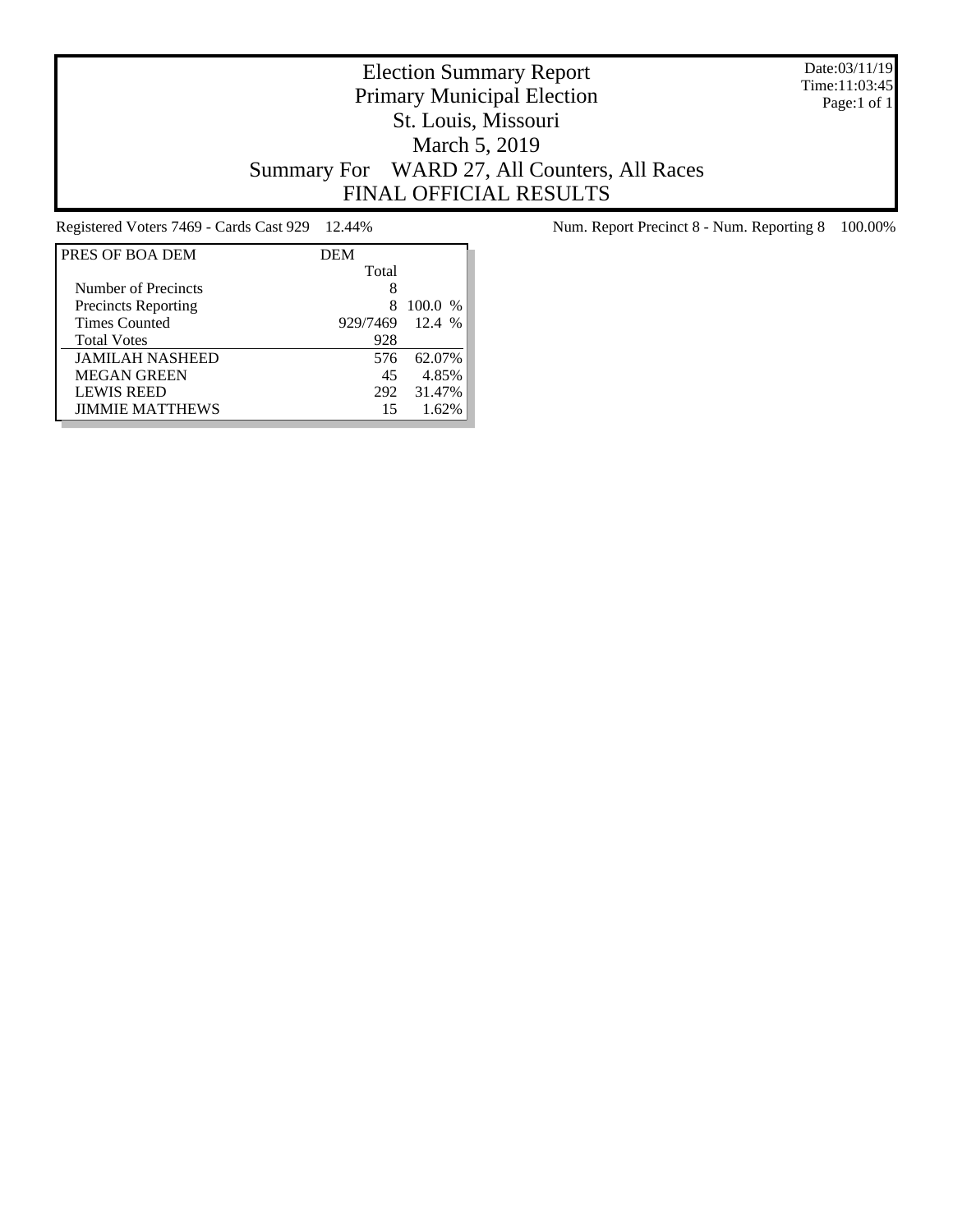# Election Summary Report

## Primary Municipal Election

## St. Louis, Missouri

## March 5, 2019

## Summary For WARD 27, All Counters, All Races

## FINAL OFFICIAL RESULTS

Date:03/11/19
Time:11:03:45

Registered Voters 7469 - Cards Cast 929 12.44%

Num. Report Precinct 8 - Num. Reporting 8 100.00%

| PRES OF BOA DEM | DEM | |
|---|---|---|
| | Total | |
| Number of Precincts | 8 | |
| Precincts Reporting | 8 | 100.0 % |
| Times Counted | 929/7469 | 12.4 % |
| Total Votes | 928 | |
| JAMILAH NASHEED | 576 | 62.07% |
| MEGAN GREEN | 45 | 4.85% |
| LEWIS REED | 292 | 31.47% |
| JIMMIE MATTHEWS | 15 | 1.62% |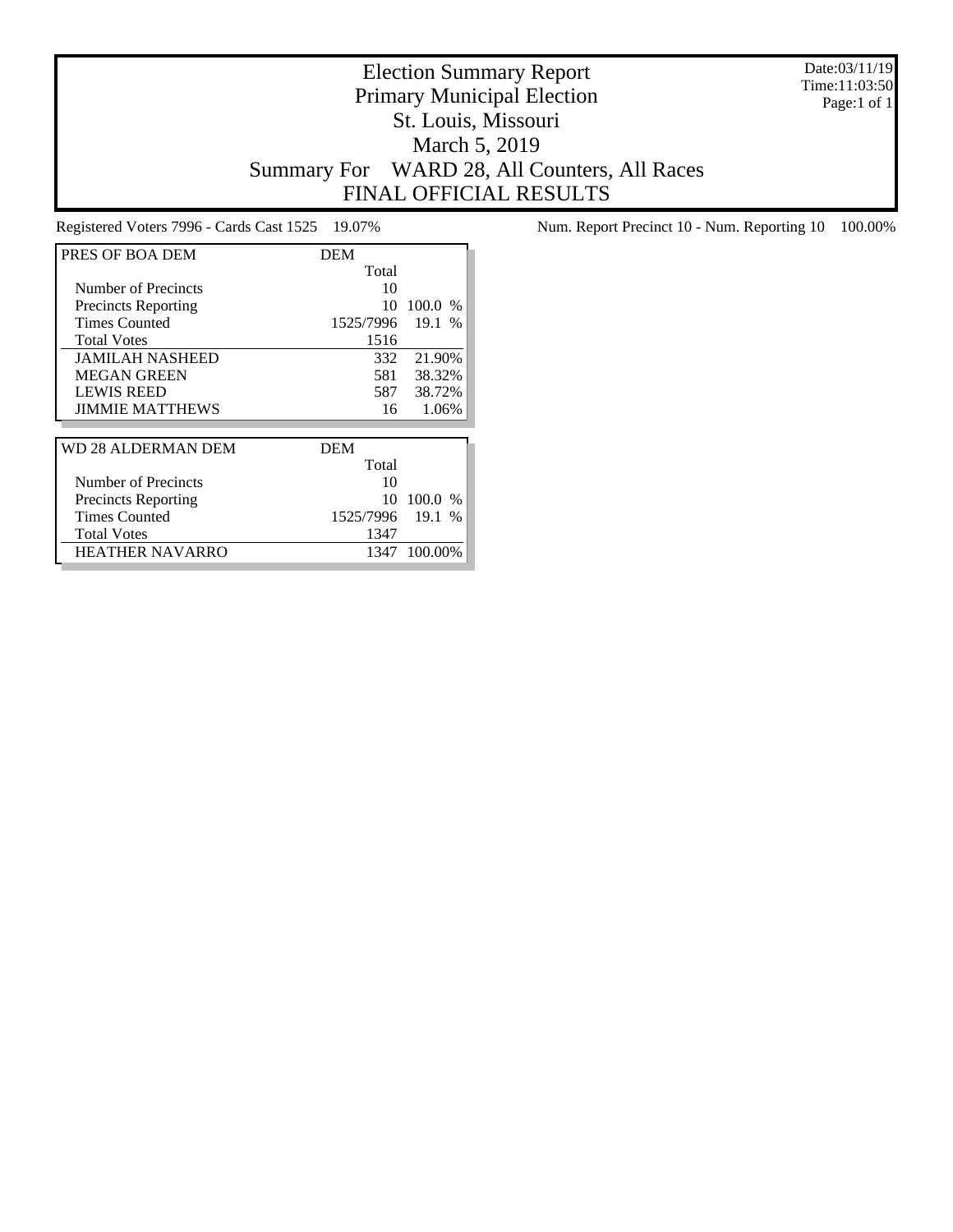# Election Summary Report
## Primary Municipal Election
## St. Louis, Missouri
## March 5, 2019
## Summary For WARD 28, All Counters, All Races
## FINAL OFFICIAL RESULTS

Date:03/11/19
Time:11:03:50
Page:1 of 1

Registered Voters 7996 - Cards Cast 1525 19.07%

Num. Report Precinct 10 - Num. Reporting 10 100.00%

| PRES OF BOA DEM | DEM | |
|---|---|---|
| | Total | |
| Number of Precincts | 10 | |
| Precincts Reporting | 10 | 100.0 % |
| Times Counted | 1525/7996 | 19.1 % |
| Total Votes | 1516 | |
| JAMILAH NASHEED | 332 | 21.90% |
| MEGAN GREEN | 581 | 38.32% |
| LEWIS REED | 587 | 38.72% |
| JIMMIE MATTHEWS | 16 | 1.06% |

| WD 28 ALDERMAN DEM | DEM | |
|---|---|---|
| | Total | |
| Number of Precincts | 10 | |
| Precincts Reporting | 10 | 100.0 % |
| Times Counted | 1525/7996 | 19.1 % |
| Total Votes | 1347 | |
| HEATHER NAVARRO | 1347 | 100.00% |